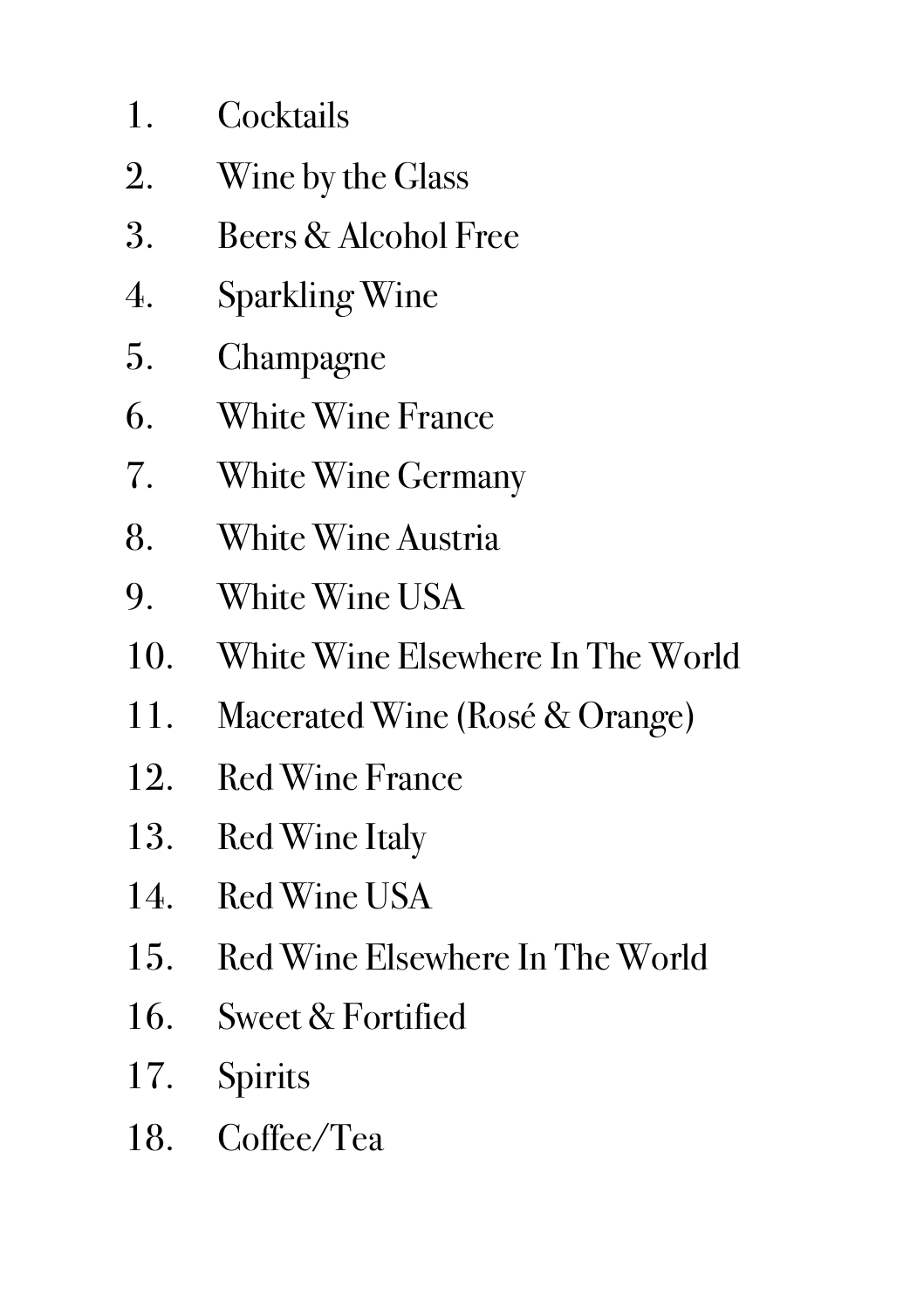1. Cocktails
2. Wine by the Glass
3. Beers & Alcohol Free
4. Sparkling Wine
5. Champagne
6. White Wine France
7. White Wine Germany
8. White Wine Austria
9. White Wine USA
10. White Wine Elsewhere In The World
11. Macerated Wine (Rosé & Orange)
12. Red Wine France
13. Red Wine Italy
14. Red Wine USA
15. Red Wine Elsewhere In The World
16. Sweet & Fortified
17. Spirits
18. Coffee/Tea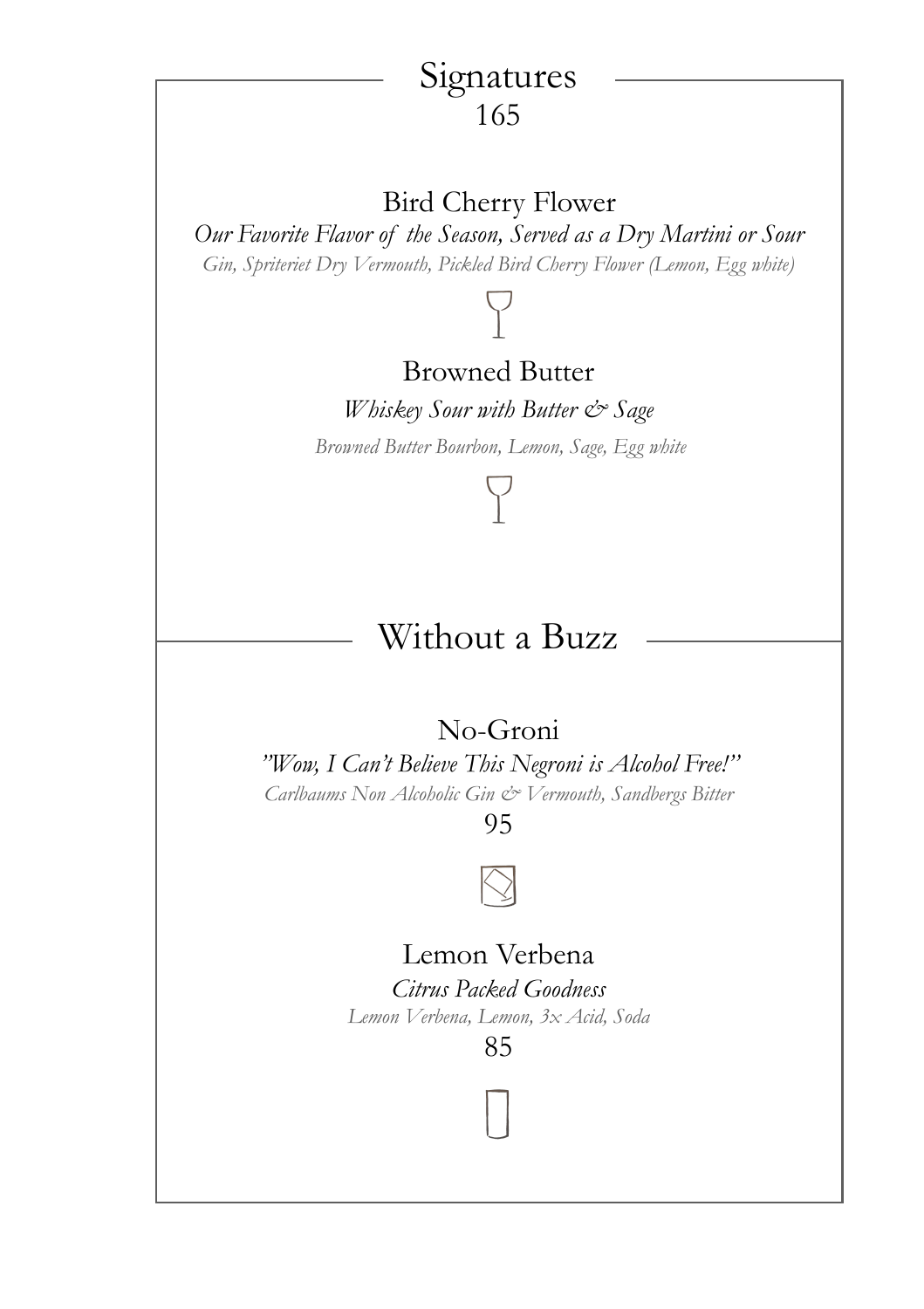## Signatures

165

### Bird Cherry Flower

*Our Favorite Flavor of the Season, Served as a Dry Martini or Sour*

*Gin, Spriteriet Dry Vermouth, Pickled Bird Cherry Flower (Lemon, Egg white)*

### Browned Butter

*Whiskey Sour with Butter & Sage*

*Browned Butter Bourbon, Lemon, Sage, Egg white*

## Without a Buzz

### No-Groni

*"Wow, I Can't Believe This Negroni is Alcohol Free!"*

*Carlbaums Non Alcoholic Gin & Vermouth, Sandbergs Bitter*

95

### Lemon Verbena

*Citrus Packed Goodness*

*Lemon Verbena, Lemon, 3x Acid, Soda*

85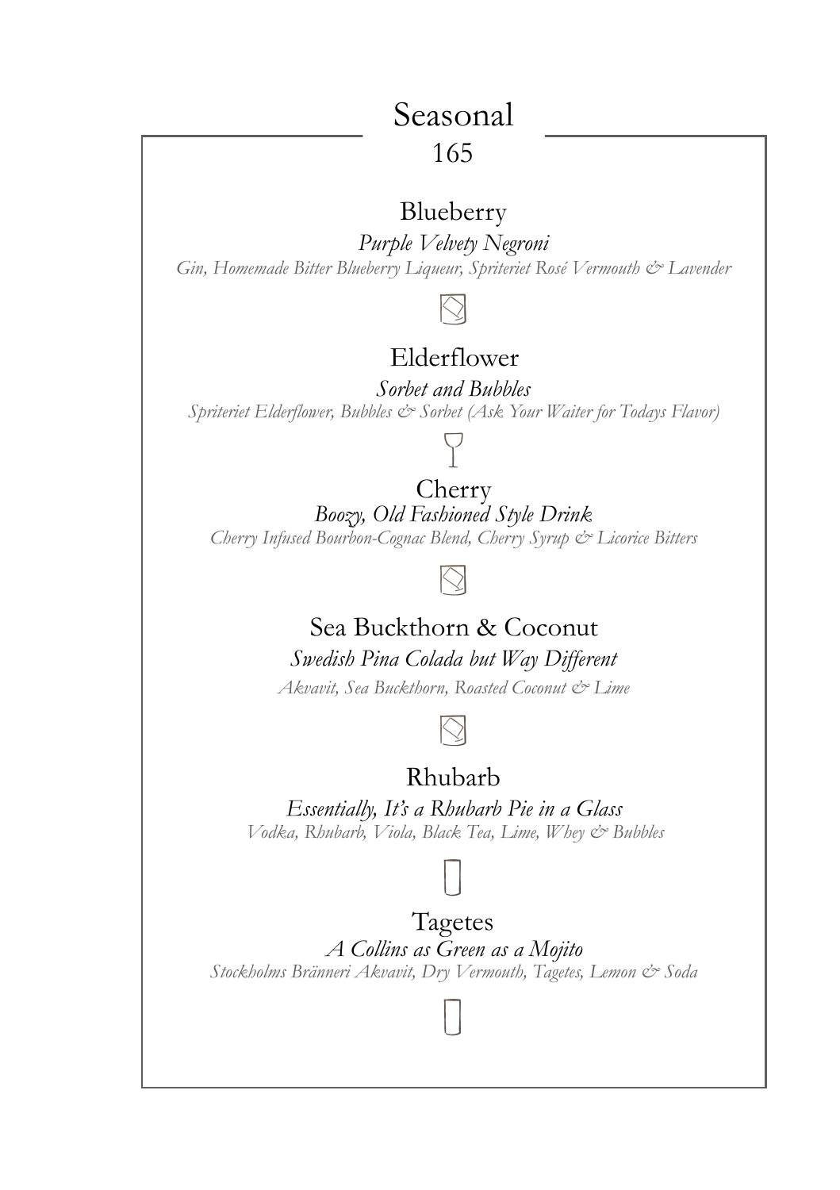# Seasonal

165

## Blueberry

*Purple Velvety Negroni*

*Gin, Homemade Bitter Blueberry Liqueur, Spriteriet Rosé Vermouth & Lavender*

## Elderflower

*Sorbet and Bubbles*

*Spriteriet Elderflower, Bubbles & Sorbet (Ask Your Waiter for Todays Flavor)*

## Cherry

*Boozy, Old Fashioned Style Drink*

*Cherry Infused Bourbon-Cognac Blend, Cherry Syrup & Licorice Bitters*

## Sea Buckthorn & Coconut

*Swedish Pina Colada but Way Different*

*Akvavit, Sea Buckthorn, Roasted Coconut & Lime*

## Rhubarb

*Essentially, It's a Rhubarb Pie in a Glass*

*Vodka, Rhubarb, Viola, Black Tea, Lime, Whey & Bubbles*

## Tagetes

*A Collins as Green as a Mojito*

*Stockholms Bränneri Akvavit, Dry Vermouth, Tagetes, Lemon & Soda*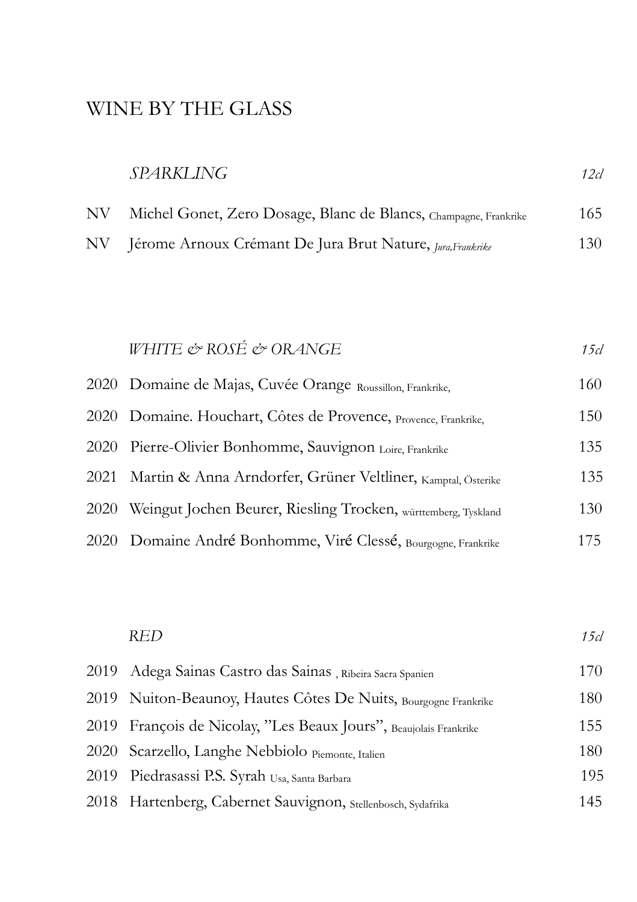# WINE BY THE GLASS

*SPARKLING* *12cl*

NV Michel Gonet, Zero Dosage, Blanc de Blancs, Champagne, Frankrike 165

NV Jérome Arnoux Crémant De Jura Brut Nature, *Jura,Frankrike* 130

*WHITE & ROSÉ & ORANGE* *15cl*

2020 Domaine de Majas, Cuvée Orange Roussillon, Frankrike, 160

2020 Domaine. Houchart, Côtes de Provence, Provence, Frankrike, 150

2020 Pierre-Olivier Bonhomme, Sauvignon Loire, Frankrike 135

2021 Martin & Anna Arndorfer, Grüner Veltliner, Kamptal, Österike 135

2020 Weingut Jochen Beurer, Riesling Trocken, württemberg, Tyskland 130

2020 Domaine André Bonhomme, Viré Clessé, Bourgogne, Frankrike 175

*RED* *15cl*

2019 Adega Sainas Castro das Sainas , Ribeira Sacra Spanien 170

2019 Nuiton-Beaunoy, Hautes Côtes De Nuits, Bourgogne Frankrike 180

2019 François de Nicolay, "Les Beaux Jours", Beaujolais Frankrike 155

2020 Scarzello, Langhe Nebbiolo Piemonte, Italien 180

2019 Piedrasassi P.S. Syrah Usa, Santa Barbara 195

2018 Hartenberg, Cabernet Sauvignon, Stellenbosch, Sydafrika 145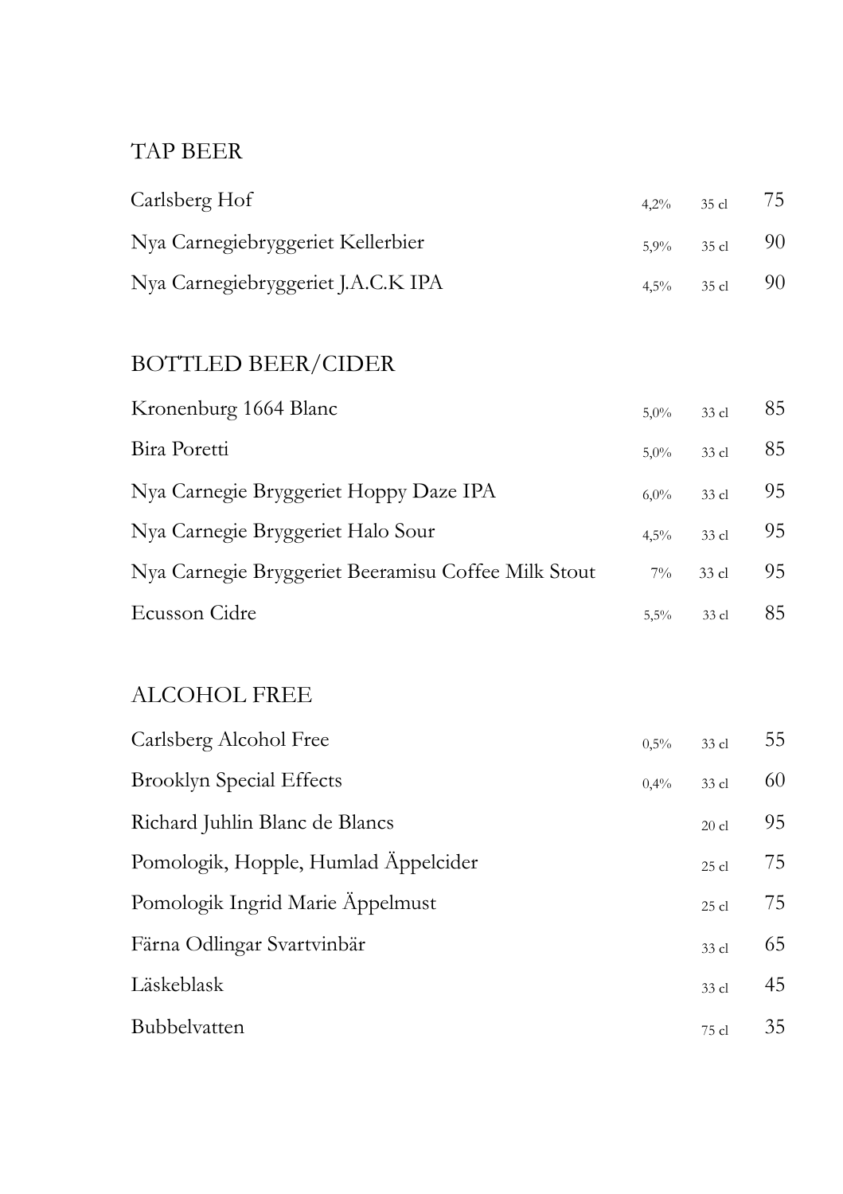## TAP BEER

| | | | |
|---|---|---|---|
| Carlsberg Hof | 4,2% | 35 cl | 75 |
| Nya Carnegiebryggeriet Kellerbier | 5,9% | 35 cl | 90 |
| Nya Carnegiebryggeriet J.A.C.K IPA | 4,5% | 35 cl | 90 |

## BOTTLED BEER/CIDER

| | | | |
|---|---|---|---|
| Kronenburg 1664 Blanc | 5,0% | 33 cl | 85 |
| Bira Poretti | 5,0% | 33 cl | 85 |
| Nya Carnegie Bryggeriet Hoppy Daze IPA | 6,0% | 33 cl | 95 |
| Nya Carnegie Bryggeriet Halo Sour | 4,5% | 33 cl | 95 |
| Nya Carnegie Bryggeriet Beeramisu Coffee Milk Stout | 7% | 33 cl | 95 |
| Ecusson Cidre | 5,5% | 33 cl | 85 |

## ALCOHOL FREE

| | | | |
|---|---|---|---|
| Carlsberg Alcohol Free | 0,5% | 33 cl | 55 |
| Brooklyn Special Effects | 0,4% | 33 cl | 60 |
| Richard Juhlin Blanc de Blancs | | 20 cl | 95 |
| Pomologik, Hopple, Humlad Äppelcider | | 25 cl | 75 |
| Pomologik Ingrid Marie Äppelmust | | 25 cl | 75 |
| Färna Odlingar Svartvinbär | | 33 cl | 65 |
| Läskeblask | | 33 cl | 45 |
| Bubbelvatten | | 75 cl | 35 |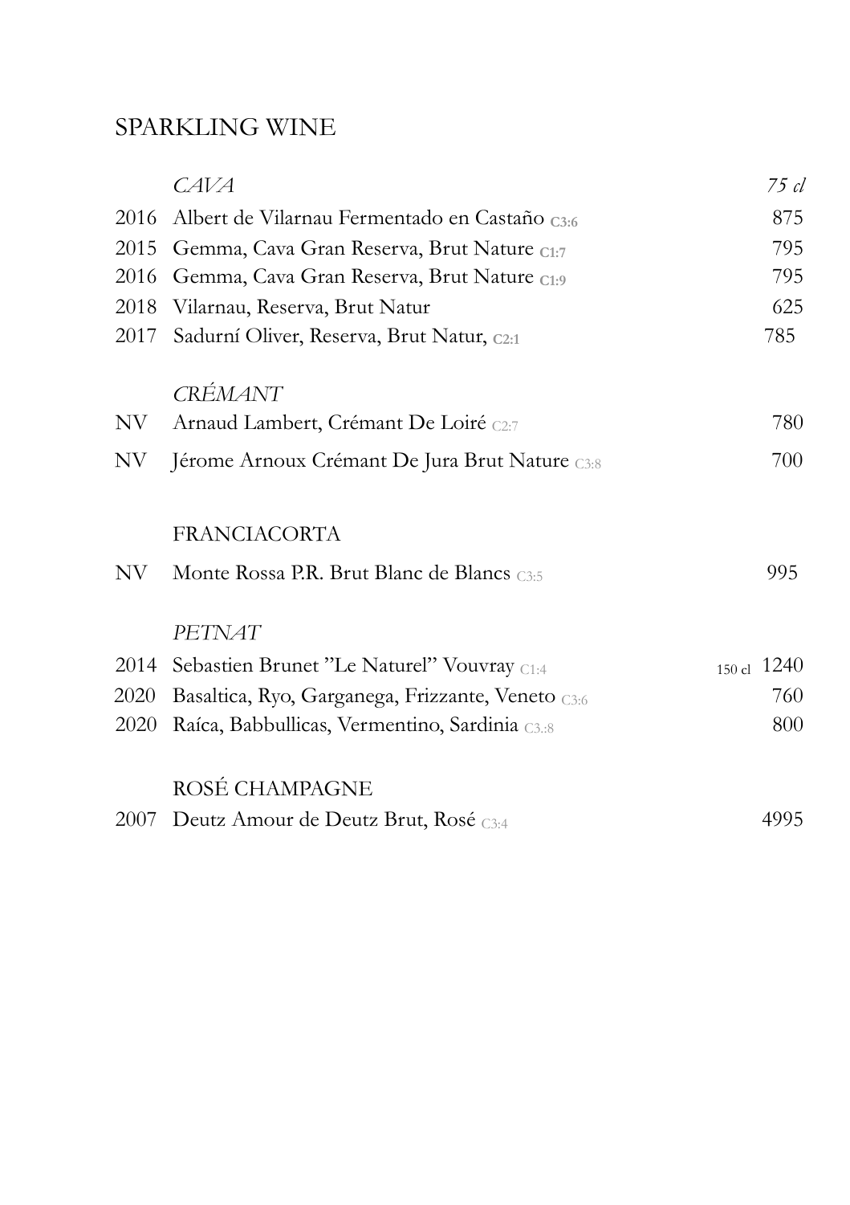# SPARKLING WINE

| | *CAVA* | *75 cl* |
|---|---|---|
| 2016 | Albert de Vilarnau Fermentado en Castaño C3:6 | 875 |
| 2015 | Gemma, Cava Gran Reserva, Brut Nature C1:7 | 795 |
| 2016 | Gemma, Cava Gran Reserva, Brut Nature C1:9 | 795 |
| 2018 | Vilarnau, Reserva, Brut Natur | 625 |
| 2017 | Sadurní Oliver, Reserva, Brut Natur, C2:1 | 785 |
| | *CRÉMANT* | |
| NV | Arnaud Lambert, Crémant De Loiré C2:7 | 780 |
| NV | Jérome Arnoux Crémant De Jura Brut Nature C3:8 | 700 |
| | FRANCIACORTA | |
| NV | Monte Rossa P.R. Brut Blanc de Blancs C3:5 | 995 |
| | *PETNAT* | |
| 2014 | Sebastien Brunet "Le Naturel" Vouvray C1:4 | 150 cl 1240 |
| 2020 | Basaltica, Ryo, Garganega, Frizzante, Veneto C3:6 | 760 |
| 2020 | Raíca, Babbullicas, Vermentino, Sardinia C3.:8 | 800 |
| | ROSÉ CHAMPAGNE | |
| 2007 | Deutz Amour de Deutz Brut, Rosé C3:4 | 4995 |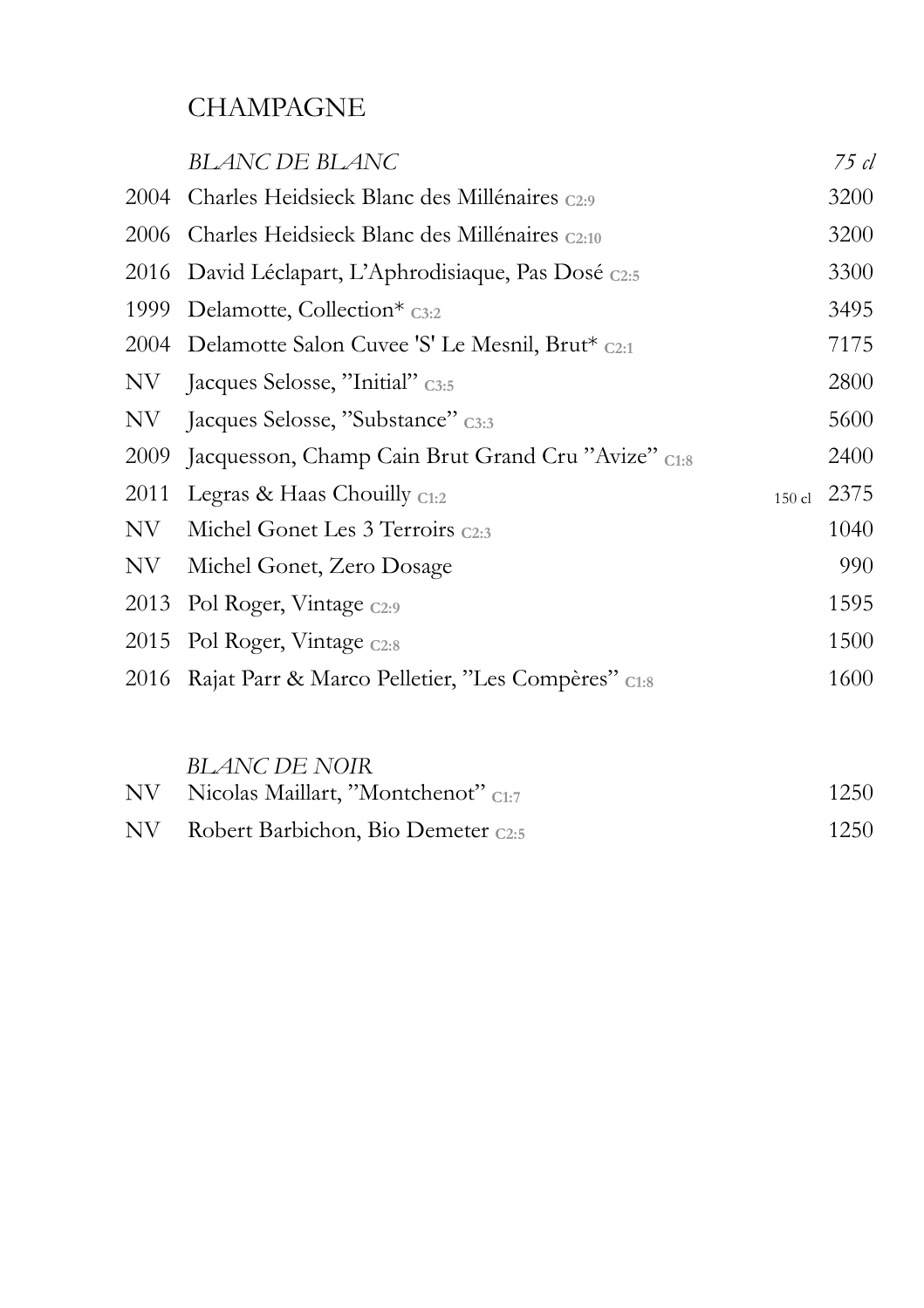# CHAMPAGNE

| | *BLANC DE BLANC* | | *75 cl* |
|---|---|---|---|
| 2004 | Charles Heidsieck Blanc des Millénaires C2:9 | | 3200 |
| 2006 | Charles Heidsieck Blanc des Millénaires C2:10 | | 3200 |
| 2016 | David Léclapart, L'Aphrodisiaque, Pas Dosé C2:5 | | 3300 |
| 1999 | Delamotte, Collection* C3:2 | | 3495 |
| 2004 | Delamotte Salon Cuvee 'S' Le Mesnil, Brut* C2:1 | | 7175 |
| NV | Jacques Selosse, "Initial" C3:5 | | 2800 |
| NV | Jacques Selosse, "Substance" C3:3 | | 5600 |
| 2009 | Jacquesson, Champ Cain Brut Grand Cru "Avize" C1:8 | | 2400 |
| 2011 | Legras & Haas Chouilly C1:2 | 150 cl | 2375 |
| NV | Michel Gonet Les 3 Terroirs C2:3 | | 1040 |
| NV | Michel Gonet, Zero Dosage | | 990 |
| 2013 | Pol Roger, Vintage C2:9 | | 1595 |
| 2015 | Pol Roger, Vintage C2:8 | | 1500 |
| 2016 | Rajat Parr & Marco Pelletier, "Les Compères" C1:8 | | 1600 |

| | *BLANC DE NOIR* | | |
|---|---|---|---|
| NV | Nicolas Maillart, "Montchenot" C1:7 | | 1250 |
| NV | Robert Barbichon, Bio Demeter C2:5 | | 1250 |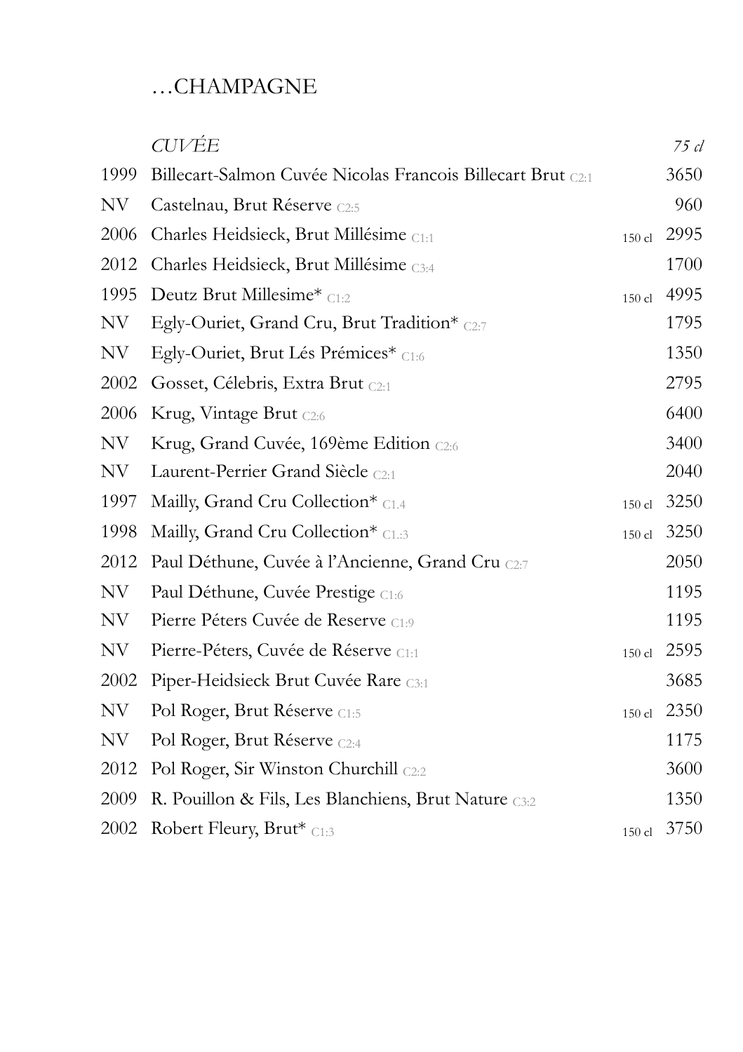# …CHAMPAGNE

| | *CUVÉE* | | *75 cl* |
|---|---|---|---|
| 1999 | Billecart-Salmon Cuvée Nicolas Francois Billecart Brut C2:1 | | 3650 |
| NV | Castelnau, Brut Réserve C2:5 | | 960 |
| 2006 | Charles Heidsieck, Brut Millésime C1:1 | 150 cl | 2995 |
| 2012 | Charles Heidsieck, Brut Millésime C3:4 | | 1700 |
| 1995 | Deutz Brut Millesime* C1:2 | 150 cl | 4995 |
| NV | Egly-Ouriet, Grand Cru, Brut Tradition* C2:7 | | 1795 |
| NV | Egly-Ouriet, Brut Lés Prémices* C1:6 | | 1350 |
| 2002 | Gosset, Célebris, Extra Brut C2:1 | | 2795 |
| 2006 | Krug, Vintage Brut C2:6 | | 6400 |
| NV | Krug, Grand Cuvée, 169ème Edition C2:6 | | 3400 |
| NV | Laurent-Perrier Grand Siècle C2:1 | | 2040 |
| 1997 | Mailly, Grand Cru Collection* C1.4 | 150 cl | 3250 |
| 1998 | Mailly, Grand Cru Collection* C1.:3 | 150 cl | 3250 |
| 2012 | Paul Déthune, Cuvée à l'Ancienne, Grand Cru C2:7 | | 2050 |
| NV | Paul Déthune, Cuvée Prestige C1:6 | | 1195 |
| NV | Pierre Péters Cuvée de Reserve C1:9 | | 1195 |
| NV | Pierre-Péters, Cuvée de Réserve C1:1 | 150 cl | 2595 |
| 2002 | Piper-Heidsieck Brut Cuvée Rare C3:1 | | 3685 |
| NV | Pol Roger, Brut Réserve C1:5 | 150 cl | 2350 |
| NV | Pol Roger, Brut Réserve C2:4 | | 1175 |
| 2012 | Pol Roger, Sir Winston Churchill C2:2 | | 3600 |
| 2009 | R. Pouillon & Fils, Les Blanchiens, Brut Nature C3:2 | | 1350 |
| 2002 | Robert Fleury, Brut* C1:3 | 150 cl | 3750 |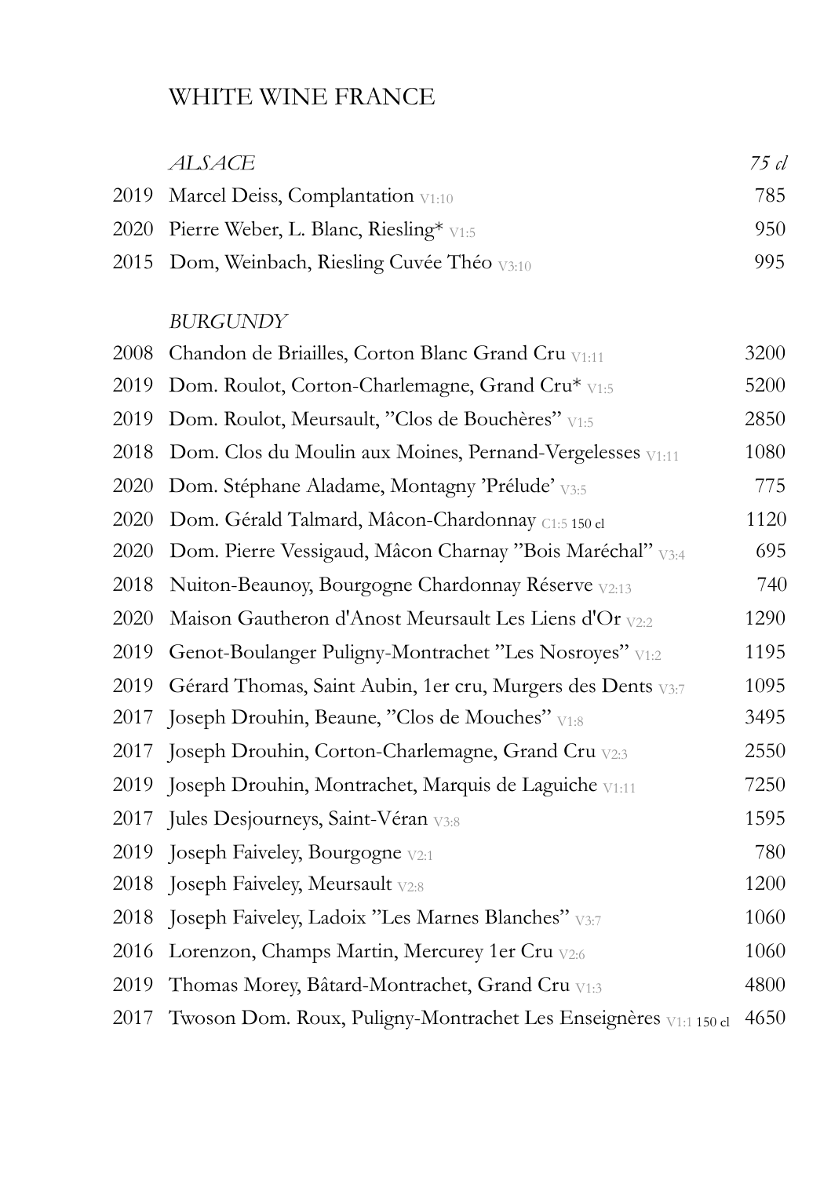# WHITE WINE FRANCE

| | *ALSACE* | *75 cl* |
|---|---|---|
| 2019 | Marcel Deiss, Complantation V1:10 | 785 |
| 2020 | Pierre Weber, L. Blanc, Riesling* V1:5 | 950 |
| 2015 | Dom, Weinbach, Riesling Cuvée Théo V3:10 | 995 |

| | *BURGUNDY* | |
|---|---|---|
| 2008 | Chandon de Briailles, Corton Blanc Grand Cru V1:11 | 3200 |
| 2019 | Dom. Roulot, Corton-Charlemagne, Grand Cru* V1:5 | 5200 |
| 2019 | Dom. Roulot, Meursault, "Clos de Bouchères" V1:5 | 2850 |
| 2018 | Dom. Clos du Moulin aux Moines, Pernand-Vergelesses V1:11 | 1080 |
| 2020 | Dom. Stéphane Aladame, Montagny 'Prélude' V3:5 | 775 |
| 2020 | Dom. Gérald Talmard, Mâcon-Chardonnay C1:5 150 cl | 1120 |
| 2020 | Dom. Pierre Vessigaud, Mâcon Charnay "Bois Maréchal" V3:4 | 695 |
| 2018 | Nuiton-Beaunoy, Bourgogne Chardonnay Réserve V2:13 | 740 |
| 2020 | Maison Gautheron d'Anost Meursault Les Liens d'Or V2:2 | 1290 |
| 2019 | Genot-Boulanger Puligny-Montrachet "Les Nosroyes" V1:2 | 1195 |
| 2019 | Gérard Thomas, Saint Aubin, 1er cru, Murgers des Dents V3:7 | 1095 |
| 2017 | Joseph Drouhin, Beaune, "Clos de Mouches" V1:8 | 3495 |
| 2017 | Joseph Drouhin, Corton-Charlemagne, Grand Cru V2:3 | 2550 |
| 2019 | Joseph Drouhin, Montrachet, Marquis de Laguiche V1:11 | 7250 |
| 2017 | Jules Desjourneys, Saint-Véran V3:8 | 1595 |
| 2019 | Joseph Faiveley, Bourgogne V2:1 | 780 |
| 2018 | Joseph Faiveley, Meursault V2:8 | 1200 |
| 2018 | Joseph Faiveley, Ladoix "Les Marnes Blanches" V3:7 | 1060 |
| 2016 | Lorenzon, Champs Martin, Mercurey 1er Cru V2:6 | 1060 |
| 2019 | Thomas Morey, Bâtard-Montrachet, Grand Cru V1:3 | 4800 |
| 2017 | Twoson Dom. Roux, Puligny-Montrachet Les Enseignères V1:1 150 cl | 4650 |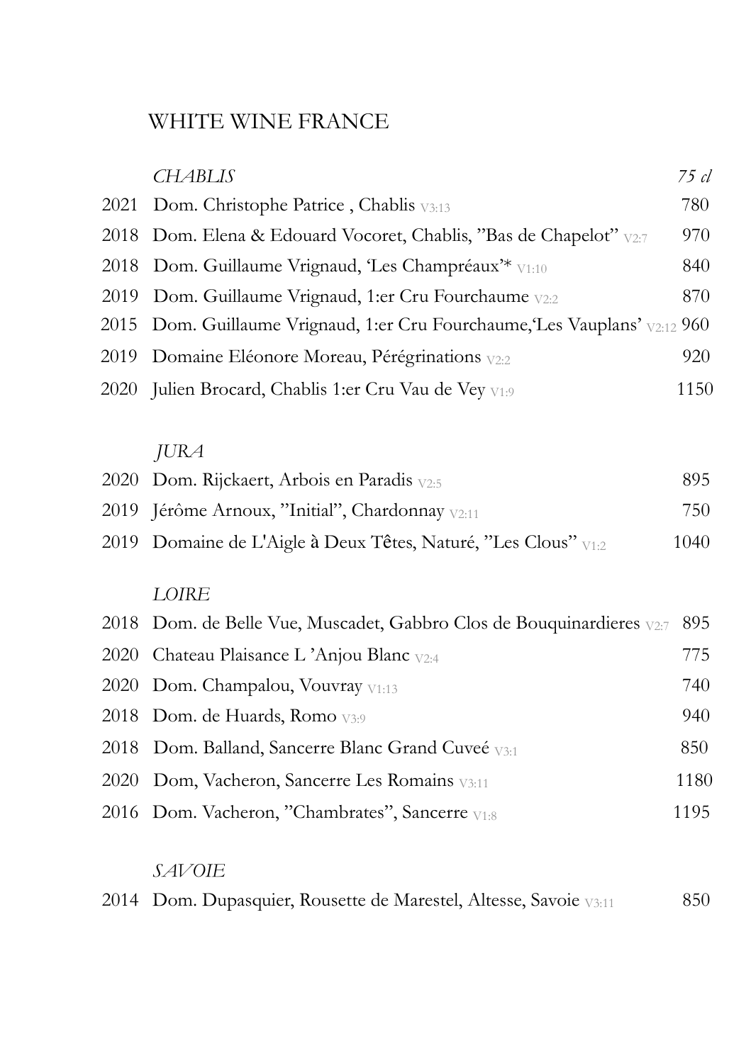# WHITE WINE FRANCE

| | *CHABLIS* | *75 cl* |
|---|---|---|
| 2021 | Dom. Christophe Patrice , Chablis V3:13 | 780 |
| 2018 | Dom. Elena & Edouard Vocoret, Chablis, ”Bas de Chapelot” V2:7 | 970 |
| 2018 | Dom. Guillaume Vrignaud, ‘Les Champréaux’* V1:10 | 840 |
| 2019 | Dom. Guillaume Vrignaud, 1:er Cru Fourchaume V2:2 | 870 |
| 2015 | Dom. Guillaume Vrignaud, 1:er Cru Fourchaume,‘Les Vauplans’ V2:12 | 960 |
| 2019 | Domaine Eléonore Moreau, Pérégrinations V2:2 | 920 |
| 2020 | Julien Brocard, Chablis 1:er Cru Vau de Vey V1:9 | 1150 |
| | *JURA* | |
| 2020 | Dom. Rijckaert, Arbois en Paradis V2:5 | 895 |
| 2019 | Jérôme Arnoux, ”Initial”, Chardonnay V2:11 | 750 |
| 2019 | Domaine de L'Aigle à Deux Têtes, Naturé, ”Les Clous” V1:2 | 1040 |
| | *LOIRE* | |
| 2018 | Dom. de Belle Vue, Muscadet, Gabbro Clos de Bouquinardieres V2:7 | 895 |
| 2020 | Chateau Plaisance L ’Anjou Blanc V2:4 | 775 |
| 2020 | Dom. Champalou, Vouvray V1:13 | 740 |
| 2018 | Dom. de Huards, Romo V3:9 | 940 |
| 2018 | Dom. Balland, Sancerre Blanc Grand Cuveé V3:1 | 850 |
| 2020 | Dom, Vacheron, Sancerre Les Romains V3:11 | 1180 |
| 2016 | Dom. Vacheron, ”Chambrates”, Sancerre V1:8 | 1195 |
| | *SAVOIE* | |
| 2014 | Dom. Dupasquier, Rousette de Marestel, Altesse, Savoie V3:11 | 850 |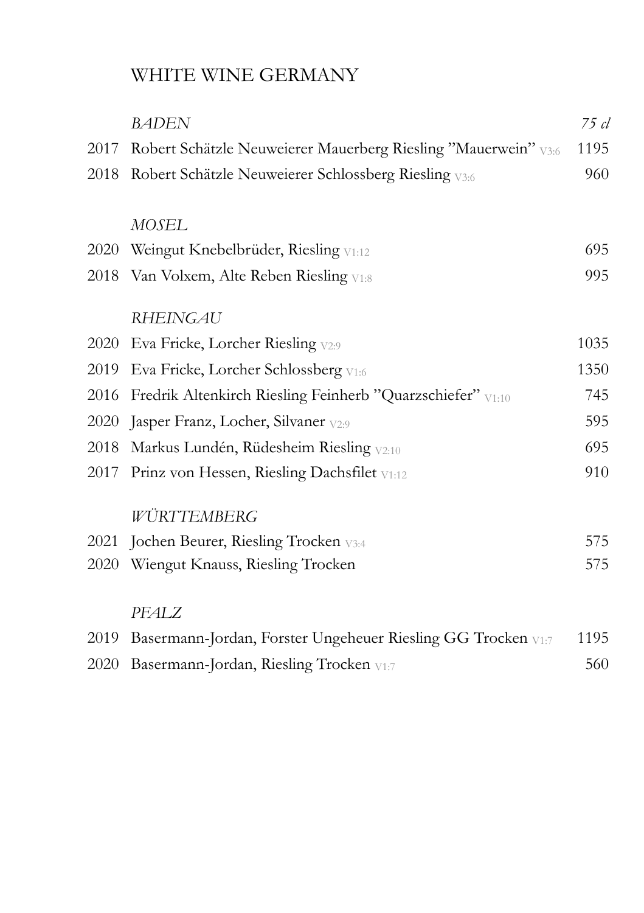# WHITE WINE GERMANY

| | | |
|---|---|---|
| | *BADEN* | *75 cl* |
| 2017 | Robert Schätzle Neuweierer Mauerberg Riesling ”Mauerwein” V3:6 | 1195 |
| 2018 | Robert Schätzle Neuweierer Schlossberg Riesling V3:6 | 960 |
| | *MOSEL* | |
| 2020 | Weingut Knebelbrüder, Riesling V1:12 | 695 |
| 2018 | Van Volxem, Alte Reben Riesling V1:8 | 995 |
| | *RHEINGAU* | |
| 2020 | Eva Fricke, Lorcher Riesling V2:9 | 1035 |
| 2019 | Eva Fricke, Lorcher Schlossberg V1:6 | 1350 |
| 2016 | Fredrik Altenkirch Riesling Feinherb ”Quarzschiefer” V1:10 | 745 |
| 2020 | Jasper Franz, Locher, Silvaner V2:9 | 595 |
| 2018 | Markus Lundén, Rüdesheim Riesling V2:10 | 695 |
| 2017 | Prinz von Hessen, Riesling Dachsfilet V1:12 | 910 |
| | *WÜRTTEMBERG* | |
| 2021 | Jochen Beurer, Riesling Trocken V3:4 | 575 |
| 2020 | Wiengut Knauss, Riesling Trocken | 575 |
| | *PFALZ* | |
| 2019 | Basermann-Jordan, Forster Ungeheuer Riesling GG Trocken V1:7 | 1195 |
| 2020 | Basermann-Jordan, Riesling Trocken V1:7 | 560 |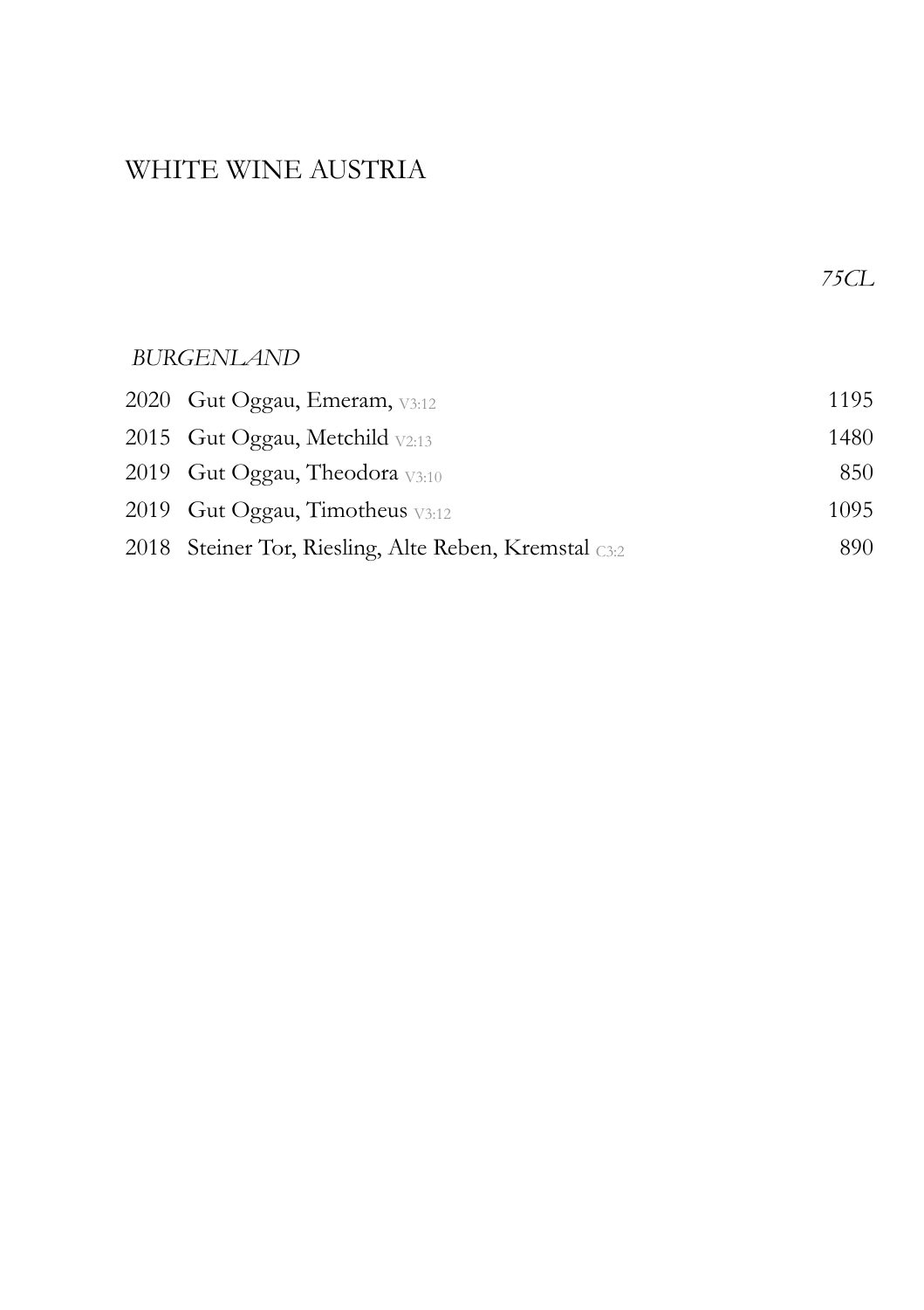# WHITE WINE AUSTRIA

| | | *75CL* |
|---|---|---|
| *BURGENLAND* | | |
| 2020 | Gut Oggau, Emeram, V3:12 | 1195 |
| 2015 | Gut Oggau, Metchild V2:13 | 1480 |
| 2019 | Gut Oggau, Theodora V3:10 | 850 |
| 2019 | Gut Oggau, Timotheus V3:12 | 1095 |
| 2018 | Steiner Tor, Riesling, Alte Reben, Kremstal C3:2 | 890 |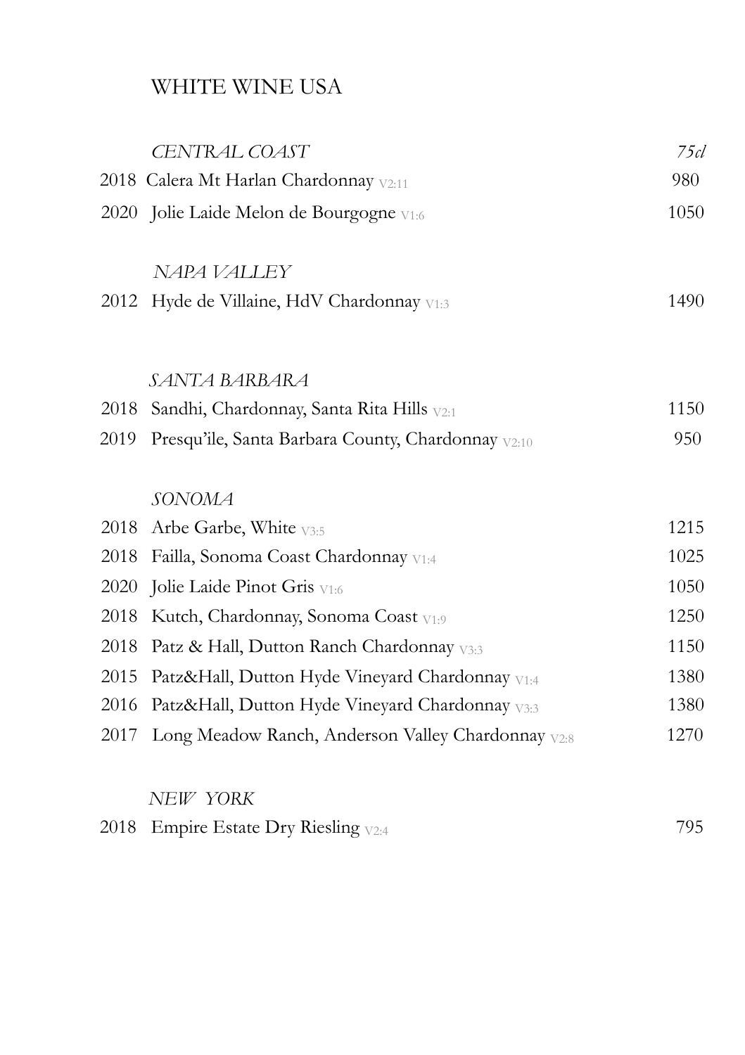# WHITE WINE USA

| | *CENTRAL COAST* | *75cl* |
|---|---|---|
| 2018 | Calera Mt Harlan Chardonnay V2:11 | 980 |
| 2020 | Jolie Laide Melon de Bourgogne V1:6 | 1050 |
| | *NAPA VALLEY* | |
| 2012 | Hyde de Villaine, HdV Chardonnay V1:3 | 1490 |
| | *SANTA BARBARA* | |
| 2018 | Sandhi, Chardonnay, Santa Rita Hills V2:1 | 1150 |
| 2019 | Presqu'ile, Santa Barbara County, Chardonnay V2:10 | 950 |
| | *SONOMA* | |
| 2018 | Arbe Garbe, White V3:5 | 1215 |
| 2018 | Failla, Sonoma Coast Chardonnay V1:4 | 1025 |
| 2020 | Jolie Laide Pinot Gris V1:6 | 1050 |
| 2018 | Kutch, Chardonnay, Sonoma Coast V1:9 | 1250 |
| 2018 | Patz & Hall, Dutton Ranch Chardonnay V3:3 | 1150 |
| 2015 | Patz&Hall, Dutton Hyde Vineyard Chardonnay V1:4 | 1380 |
| 2016 | Patz&Hall, Dutton Hyde Vineyard Chardonnay V3:3 | 1380 |
| 2017 | Long Meadow Ranch, Anderson Valley Chardonnay V2:8 | 1270 |
| | *NEW YORK* | |
| 2018 | Empire Estate Dry Riesling V2:4 | 795 |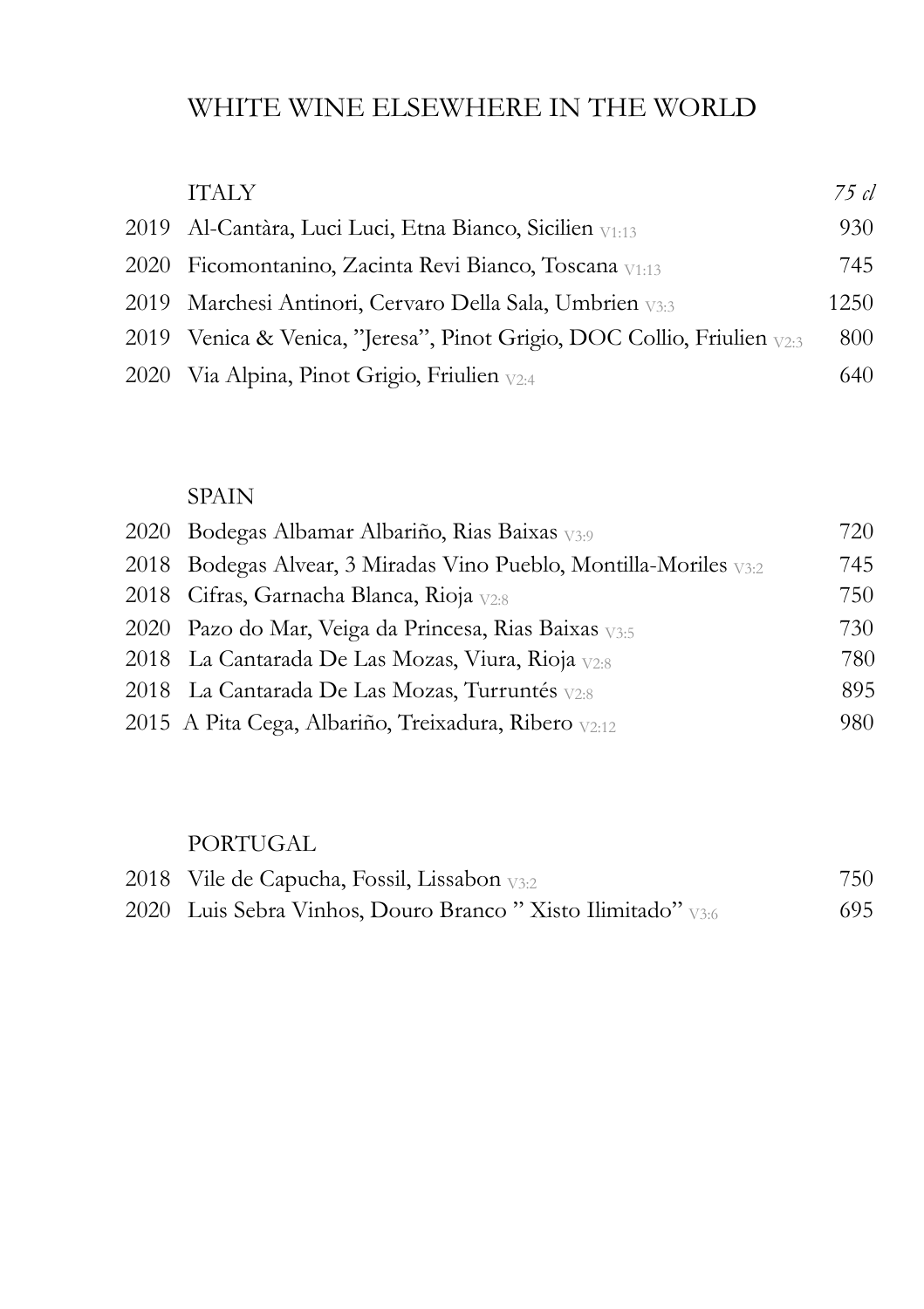# WHITE WINE ELSEWHERE IN THE WORLD

## ITALY

| | | *75 cl* |
|---|---|---|
| 2019 | Al-Cantàra, Luci Luci, Etna Bianco, Sicilien V1:13 | 930 |
| 2020 | Ficomontanino, Zacinta Revi Bianco, Toscana V1:13 | 745 |
| 2019 | Marchesi Antinori, Cervaro Della Sala, Umbrien V3:3 | 1250 |
| 2019 | Venica & Venica, "Jeresa", Pinot Grigio, DOC Collio, Friulien V2:3 | 800 |
| 2020 | Via Alpina, Pinot Grigio, Friulien V2:4 | 640 |

## SPAIN

| | | |
|---|---|---|
| 2020 | Bodegas Albamar Albariño, Rias Baixas V3:9 | 720 |
| 2018 | Bodegas Alvear, 3 Miradas Vino Pueblo, Montilla-Moriles V3:2 | 745 |
| 2018 | Cifras, Garnacha Blanca, Rioja V2:8 | 750 |
| 2020 | Pazo do Mar, Veiga da Princesa, Rias Baixas V3:5 | 730 |
| 2018 | La Cantarada De Las Mozas, Viura, Rioja V2:8 | 780 |
| 2018 | La Cantarada De Las Mozas, Turruntés V2:8 | 895 |
| 2015 | A Pita Cega, Albariño, Treixadura, Ribero V2:12 | 980 |

## PORTUGAL

| | | |
|---|---|---|
| 2018 | Vile de Capucha, Fossil, Lissabon V3:2 | 750 |
| 2020 | Luis Sebra Vinhos, Douro Branco " Xisto Ilimitado" V3:6 | 695 |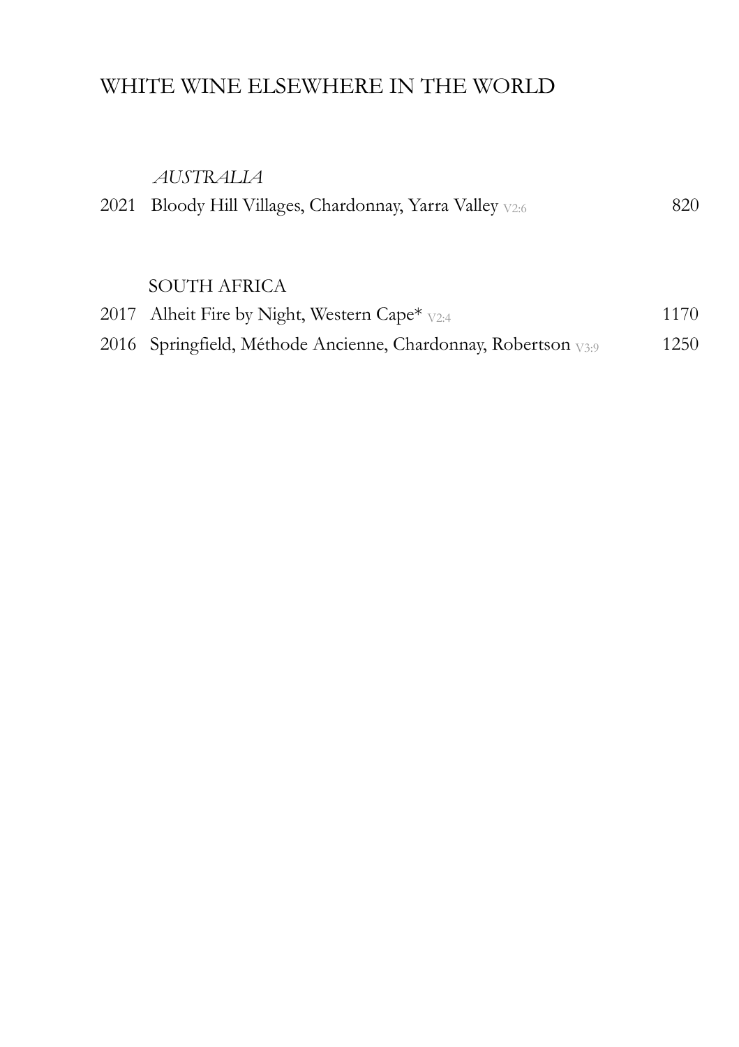# WHITE WINE ELSEWHERE IN THE WORLD

### *AUSTRALIA*

2021 Bloody Hill Villages, Chardonnay, Yarra Valley V2:6 — 820

### SOUTH AFRICA

2017 Alheit Fire by Night, Western Cape* V2:4 — 1170

2016 Springfield, Méthode Ancienne, Chardonnay, Robertson V3:9 — 1250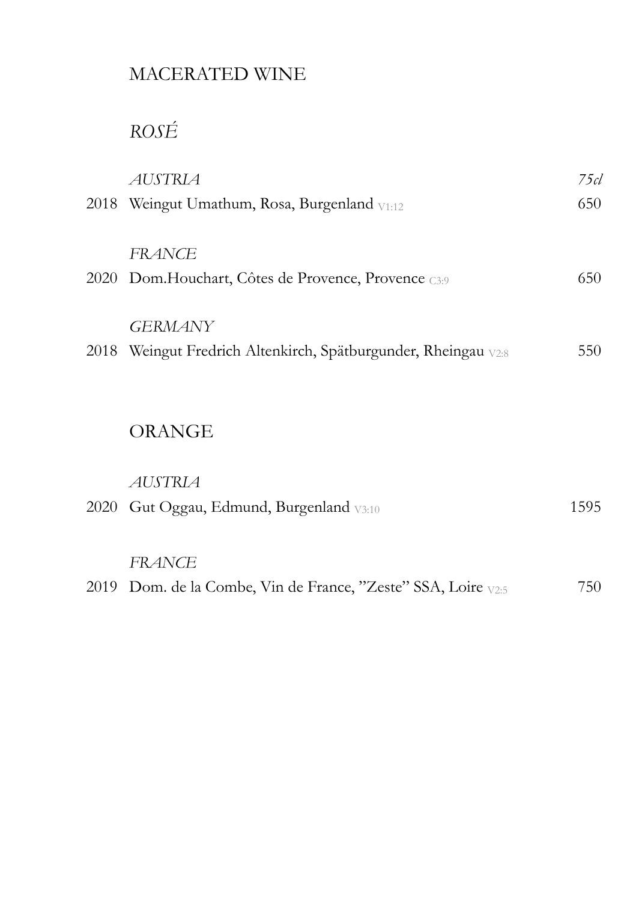# MACERATED WINE

## *ROSÉ*

| | *AUSTRIA* | *75cl* |
|---|---|---|
| 2018 | Weingut Umathum, Rosa, Burgenland V1:12 | 650 |
| | *FRANCE* | |
| 2020 | Dom.Houchart, Côtes de Provence, Provence C3:9 | 650 |
| | *GERMANY* | |
| 2018 | Weingut Fredrich Altenkirch, Spätburgunder, Rheingau V2:8 | 550 |

## ORANGE

| | *AUSTRIA* | |
|---|---|---|
| 2020 | Gut Oggau, Edmund, Burgenland V3:10 | 1595 |
| | *FRANCE* | |
| 2019 | Dom. de la Combe, Vin de France, "Zeste" SSA, Loire V2:5 | 750 |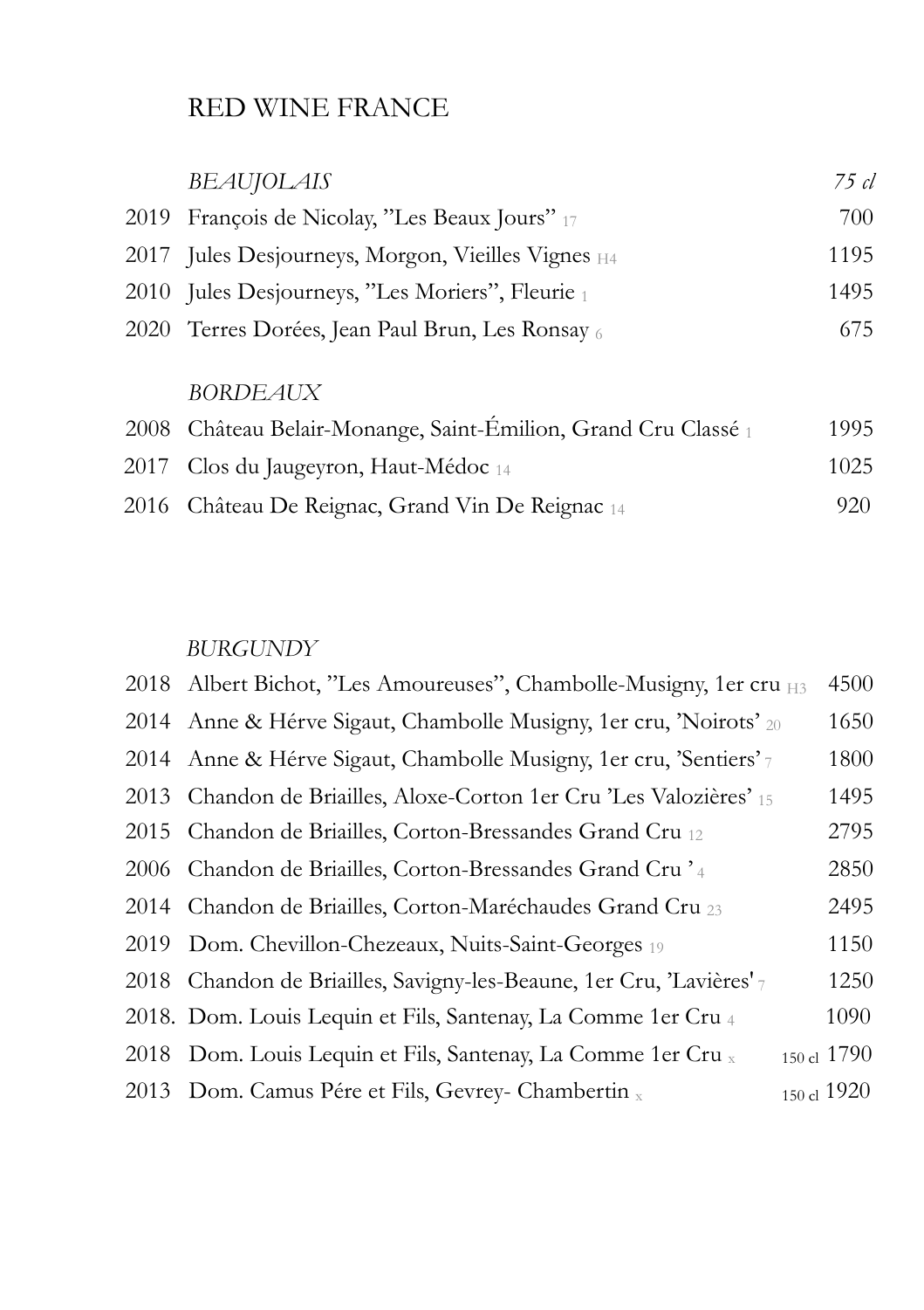# RED WINE FRANCE

| | *BEAUJOLAIS* | *75 cl* |
|---|---|---|
| 2019 | François de Nicolay, "Les Beaux Jours" 17 | 700 |
| 2017 | Jules Desjourneys, Morgon, Vieilles Vignes H4 | 1195 |
| 2010 | Jules Desjourneys, "Les Moriers", Fleurie 1 | 1495 |
| 2020 | Terres Dorées, Jean Paul Brun, Les Ronsay 6 | 675 |
| | *BORDEAUX* | |
| 2008 | Château Belair-Monange, Saint-Émilion, Grand Cru Classé 1 | 1995 |
| 2017 | Clos du Jaugeyron, Haut-Médoc 14 | 1025 |
| 2016 | Château De Reignac, Grand Vin De Reignac 14 | 920 |

| | *BURGUNDY* | |
|---|---|---|
| 2018 | Albert Bichot, "Les Amoureuses", Chambolle-Musigny, 1er cru H3 | 4500 |
| 2014 | Anne & Hérve Sigaut, Chambolle Musigny, 1er cru, 'Noirots' 20 | 1650 |
| 2014 | Anne & Hérve Sigaut, Chambolle Musigny, 1er cru, 'Sentiers' 7 | 1800 |
| 2013 | Chandon de Briailles, Aloxe-Corton 1er Cru 'Les Valozières' 15 | 1495 |
| 2015 | Chandon de Briailles, Corton-Bressandes Grand Cru 12 | 2795 |
| 2006 | Chandon de Briailles, Corton-Bressandes Grand Cru ' 4 | 2850 |
| 2014 | Chandon de Briailles, Corton-Maréchaudes Grand Cru 23 | 2495 |
| 2019 | Dom. Chevillon-Chezeaux, Nuits-Saint-Georges 19 | 1150 |
| 2018 | Chandon de Briailles, Savigny-les-Beaune, 1er Cru, 'Lavières' 7 | 1250 |
| 2018. | Dom. Louis Lequin et Fils, Santenay, La Comme 1er Cru 4 | 1090 |
| 2018 | Dom. Louis Lequin et Fils, Santenay, La Comme 1er Cru x | 150 cl 1790 |
| 2013 | Dom. Camus Pére et Fils, Gevrey- Chambertin x | 150 cl 1920 |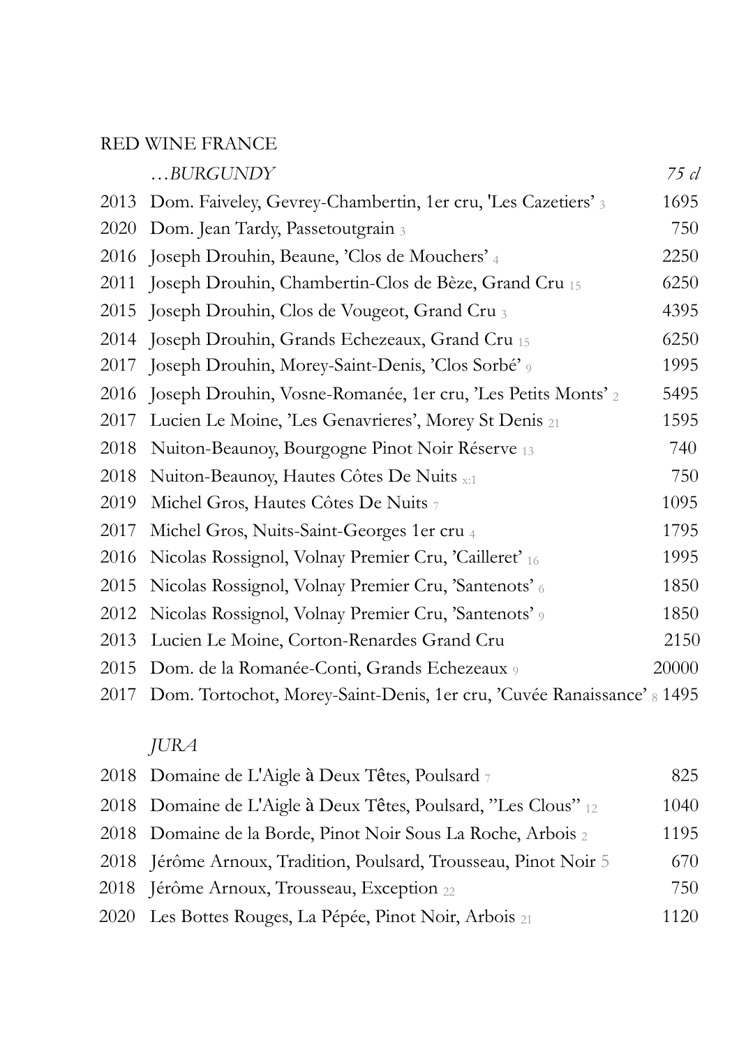RED WINE FRANCE

| | *…BURGUNDY* | *75 cl* |
|---|---|---|
| 2013 | Dom. Faiveley, Gevrey-Chambertin, 1er cru, 'Les Cazetiers' 3 | 1695 |
| 2020 | Dom. Jean Tardy, Passetoutgrain 3 | 750 |
| 2016 | Joseph Drouhin, Beaune, 'Clos de Mouchers' 4 | 2250 |
| 2011 | Joseph Drouhin, Chambertin-Clos de Bèze, Grand Cru 15 | 6250 |
| 2015 | Joseph Drouhin, Clos de Vougeot, Grand Cru 3 | 4395 |
| 2014 | Joseph Drouhin, Grands Echezeaux, Grand Cru 15 | 6250 |
| 2017 | Joseph Drouhin, Morey-Saint-Denis, 'Clos Sorbé' 9 | 1995 |
| 2016 | Joseph Drouhin, Vosne-Romanée, 1er cru, 'Les Petits Monts' 2 | 5495 |
| 2017 | Lucien Le Moine, 'Les Genavrieres', Morey St Denis 21 | 1595 |
| 2018 | Nuiton-Beaunoy, Bourgogne Pinot Noir Réserve 13 | 740 |
| 2018 | Nuiton-Beaunoy, Hautes Côtes De Nuits x:1 | 750 |
| 2019 | Michel Gros, Hautes Côtes De Nuits 7 | 1095 |
| 2017 | Michel Gros, Nuits-Saint-Georges 1er cru 4 | 1795 |
| 2016 | Nicolas Rossignol, Volnay Premier Cru, 'Cailleret' 16 | 1995 |
| 2015 | Nicolas Rossignol, Volnay Premier Cru, 'Santenots' 6 | 1850 |
| 2012 | Nicolas Rossignol, Volnay Premier Cru, 'Santenots' 9 | 1850 |
| 2013 | Lucien Le Moine, Corton-Renardes Grand Cru | 2150 |
| 2015 | Dom. de la Romanée-Conti, Grands Echezeaux 9 | 20000 |
| 2017 | Dom. Tortochot, Morey-Saint-Denis, 1er cru, 'Cuvée Ranaissance' 8 | 1495 |

| | *JURA* | |
|---|---|---|
| 2018 | Domaine de L'Aigle à Deux Têtes, Poulsard 7 | 825 |
| 2018 | Domaine de L'Aigle à Deux Têtes, Poulsard, "Les Clous" 12 | 1040 |
| 2018 | Domaine de la Borde, Pinot Noir Sous La Roche, Arbois 2 | 1195 |
| 2018 | Jérôme Arnoux, Tradition, Poulsard, Trousseau, Pinot Noir 5 | 670 |
| 2018 | Jérôme Arnoux, Trousseau, Exception 22 | 750 |
| 2020 | Les Bottes Rouges, La Pépée, Pinot Noir, Arbois 21 | 1120 |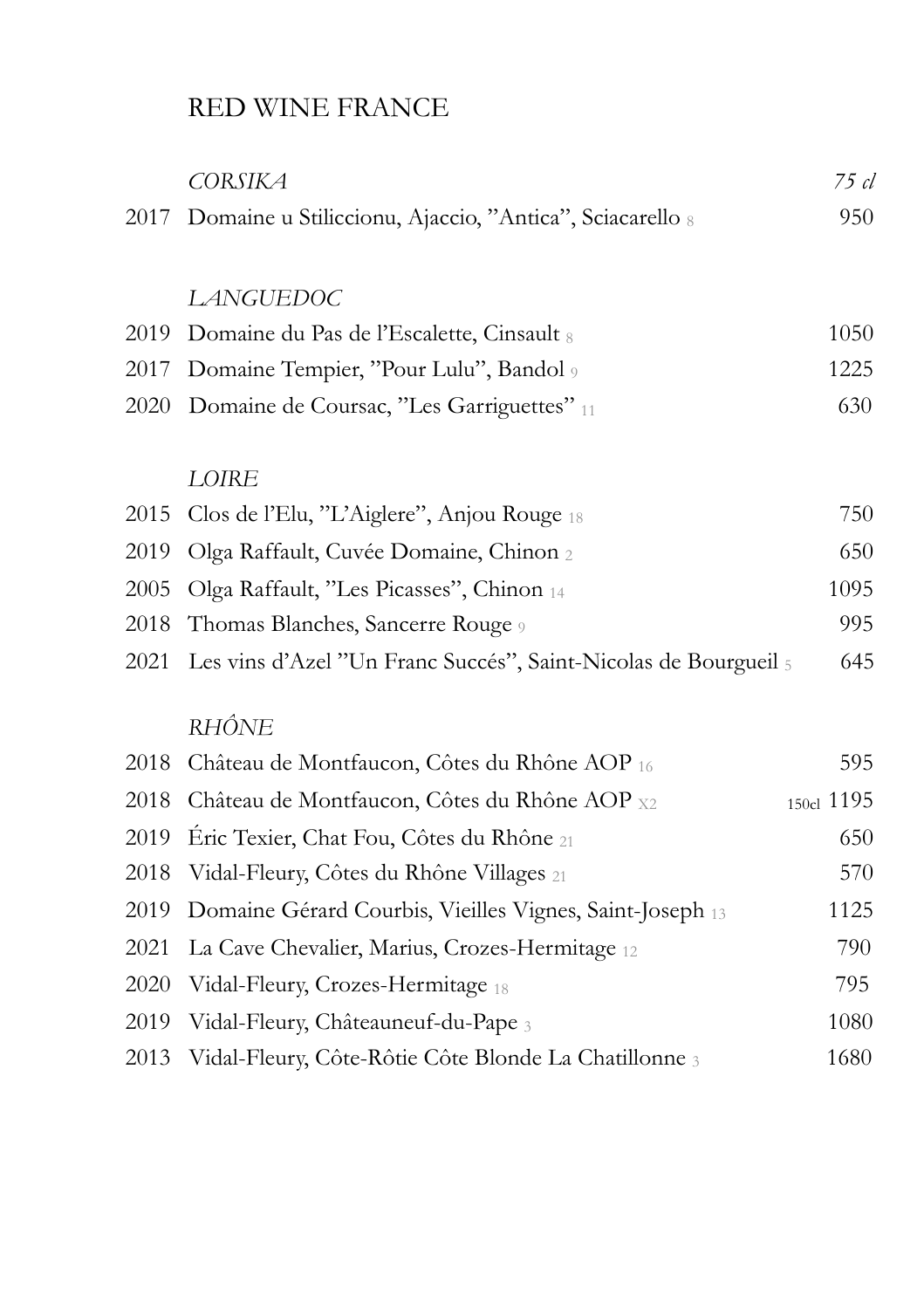# RED WINE FRANCE

| | *CORSIKA* | *75 cl* |
|---|---|---|
| 2017 | Domaine u Stiliccionu, Ajaccio, ”Antica”, Sciacarello 8 | 950 |
| | | |
| | *LANGUEDOC* | |
| 2019 | Domaine du Pas de l’Escalette, Cinsault 8 | 1050 |
| 2017 | Domaine Tempier, ”Pour Lulu”, Bandol 9 | 1225 |
| 2020 | Domaine de Coursac, ”Les Garriguettes” 11 | 630 |
| | | |
| | *LOIRE* | |
| 2015 | Clos de l’Elu, ”L’Aiglere”, Anjou Rouge 18 | 750 |
| 2019 | Olga Raffault, Cuvée Domaine, Chinon 2 | 650 |
| 2005 | Olga Raffault, ”Les Picasses”, Chinon 14 | 1095 |
| 2018 | Thomas Blanches, Sancerre Rouge 9 | 995 |
| 2021 | Les vins d’Azel ”Un Franc Succés”, Saint-Nicolas de Bourgueil 5 | 645 |
| | | |
| | *RHÔNE* | |
| 2018 | Château de Montfaucon, Côtes du Rhône AOP 16 | 595 |
| 2018 | Château de Montfaucon, Côtes du Rhône AOP X2 | 150cl 1195 |
| 2019 | Éric Texier, Chat Fou, Côtes du Rhône 21 | 650 |
| 2018 | Vidal-Fleury, Côtes du Rhône Villages 21 | 570 |
| 2019 | Domaine Gérard Courbis, Vieilles Vignes, Saint-Joseph 13 | 1125 |
| 2021 | La Cave Chevalier, Marius, Crozes-Hermitage 12 | 790 |
| 2020 | Vidal-Fleury, Crozes-Hermitage 18 | 795 |
| 2019 | Vidal-Fleury, Châteauneuf-du-Pape 3 | 1080 |
| 2013 | Vidal-Fleury, Côte-Rôtie Côte Blonde La Chatillonne 3 | 1680 |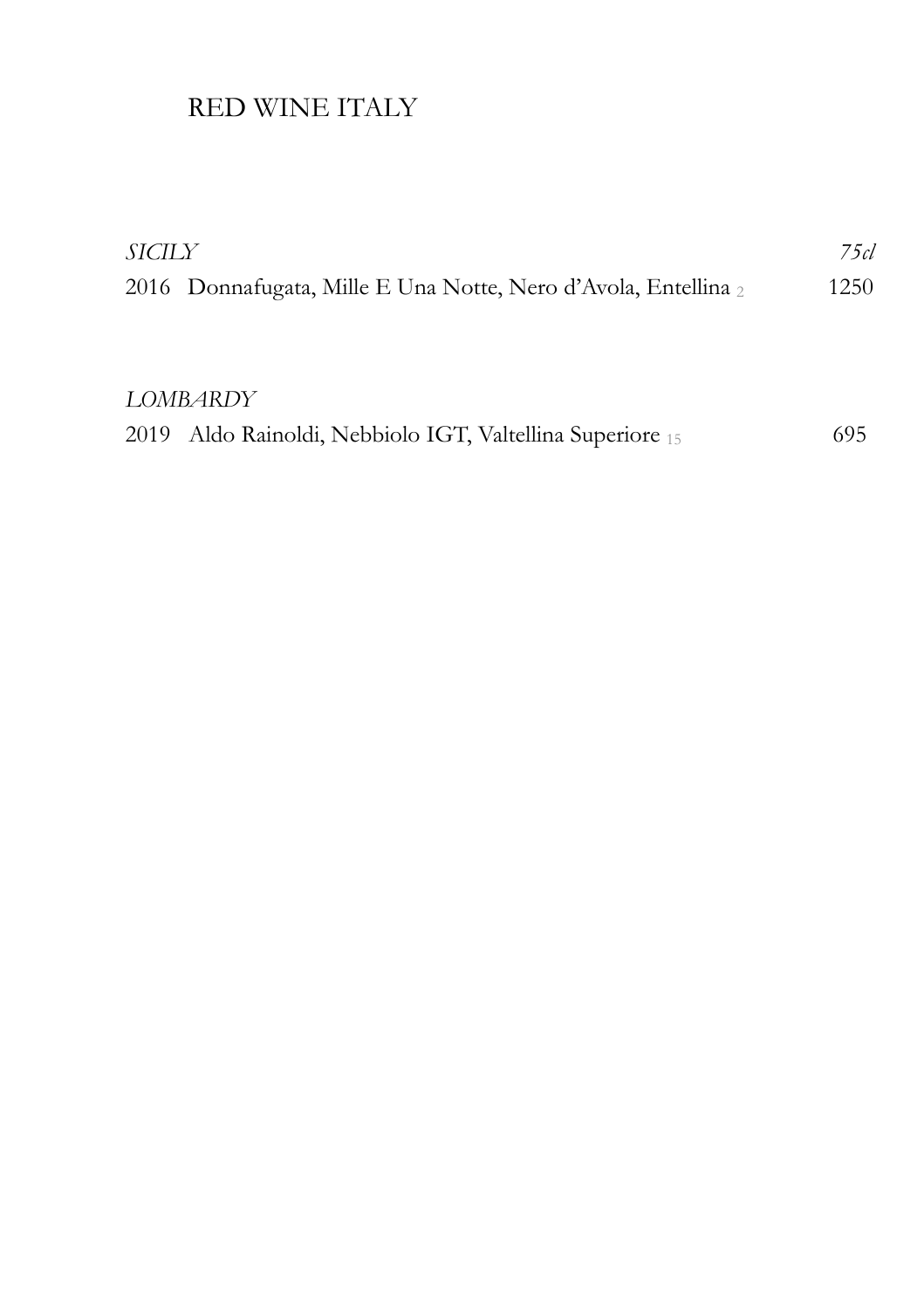# RED WINE ITALY

| *SICILY* | *75cl* |
| --- | --- |
| 2016 Donnafugata, Mille E Una Notte, Nero d'Avola, Entellina 2 | 1250 |

| *LOMBARDY* | |
| --- | --- |
| 2019 Aldo Rainoldi, Nebbiolo IGT, Valtellina Superiore 15 | 695 |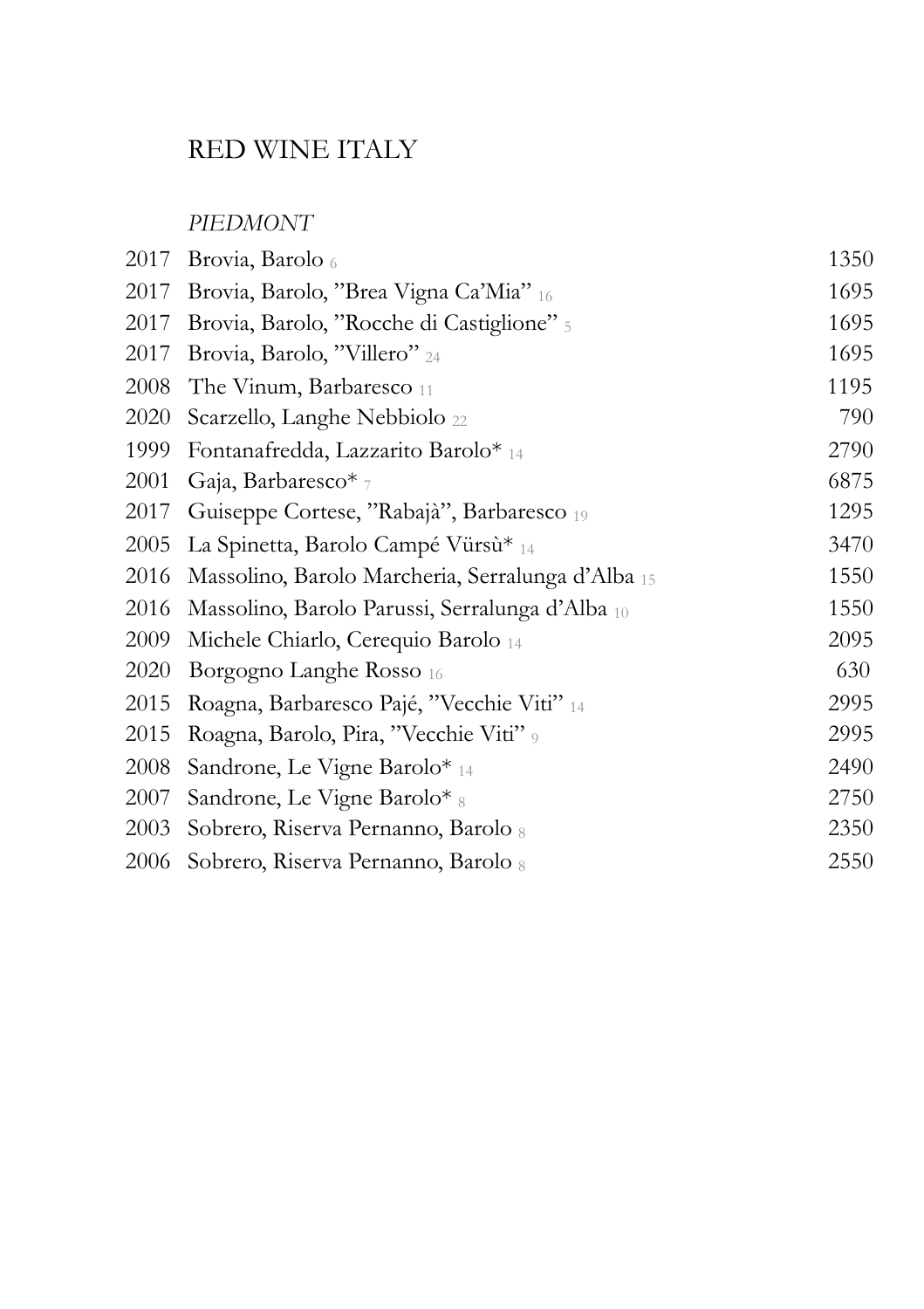# RED WINE ITALY

*PIEDMONT*

| | | |
|---|---|---|
| 2017 | Brovia, Barolo 6 | 1350 |
| 2017 | Brovia, Barolo, ”Brea Vigna Ca’Mia” 16 | 1695 |
| 2017 | Brovia, Barolo, ”Rocche di Castiglione” 5 | 1695 |
| 2017 | Brovia, Barolo, ”Villero” 24 | 1695 |
| 2008 | The Vinum, Barbaresco 11 | 1195 |
| 2020 | Scarzello, Langhe Nebbiolo 22 | 790 |
| 1999 | Fontanafredda, Lazzarito Barolo* 14 | 2790 |
| 2001 | Gaja, Barbaresco* 7 | 6875 |
| 2017 | Guiseppe Cortese, ”Rabajà”, Barbaresco 19 | 1295 |
| 2005 | La Spinetta, Barolo Campé Vürsù* 14 | 3470 |
| 2016 | Massolino, Barolo Marcheria, Serralunga d’Alba 15 | 1550 |
| 2016 | Massolino, Barolo Parussi, Serralunga d’Alba 10 | 1550 |
| 2009 | Michele Chiarlo, Cerequio Barolo 14 | 2095 |
| 2020 | Borgogno Langhe Rosso 16 | 630 |
| 2015 | Roagna, Barbaresco Pajé, ”Vecchie Viti” 14 | 2995 |
| 2015 | Roagna, Barolo, Pira, ”Vecchie Viti” 9 | 2995 |
| 2008 | Sandrone, Le Vigne Barolo* 14 | 2490 |
| 2007 | Sandrone, Le Vigne Barolo* 8 | 2750 |
| 2003 | Sobrero, Riserva Pernanno, Barolo 8 | 2350 |
| 2006 | Sobrero, Riserva Pernanno, Barolo 8 | 2550 |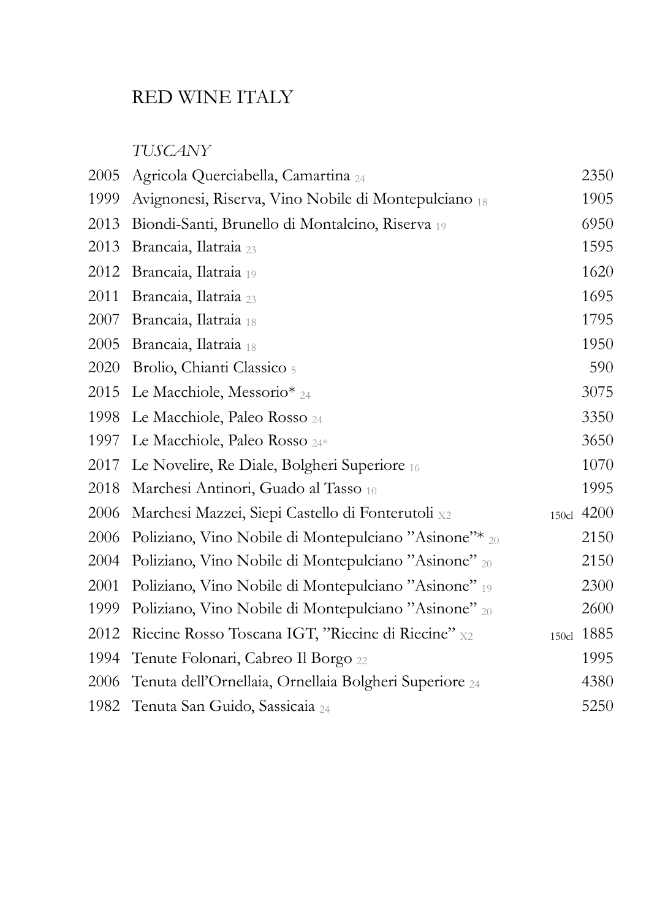# RED WINE ITALY

*TUSCANY*

| | | | |
|---|---|---|---|
| 2005 | Agricola Querciabella, Camartina 24 | | 2350 |
| 1999 | Avignonesi, Riserva, Vino Nobile di Montepulciano 18 | | 1905 |
| 2013 | Biondi-Santi, Brunello di Montalcino, Riserva 19 | | 6950 |
| 2013 | Brancaia, Ilatraia 23 | | 1595 |
| 2012 | Brancaia, Ilatraia 19 | | 1620 |
| 2011 | Brancaia, Ilatraia 23 | | 1695 |
| 2007 | Brancaia, Ilatraia 18 | | 1795 |
| 2005 | Brancaia, Ilatraia 18 | | 1950 |
| 2020 | Brolio, Chianti Classico 5 | | 590 |
| 2015 | Le Macchiole, Messorio* 24 | | 3075 |
| 1998 | Le Macchiole, Paleo Rosso 24 | | 3350 |
| 1997 | Le Macchiole, Paleo Rosso 24* | | 3650 |
| 2017 | Le Novelire, Re Diale, Bolgheri Superiore 16 | | 1070 |
| 2018 | Marchesi Antinori, Guado al Tasso 10 | | 1995 |
| 2006 | Marchesi Mazzei, Siepi Castello di Fonterutoli X2 | 150cl | 4200 |
| 2006 | Poliziano, Vino Nobile di Montepulciano "Asinone"* 20 | | 2150 |
| 2004 | Poliziano, Vino Nobile di Montepulciano "Asinone" 20 | | 2150 |
| 2001 | Poliziano, Vino Nobile di Montepulciano "Asinone" 19 | | 2300 |
| 1999 | Poliziano, Vino Nobile di Montepulciano "Asinone" 20 | | 2600 |
| 2012 | Riecine Rosso Toscana IGT, "Riecine di Riecine" X2 | 150cl | 1885 |
| 1994 | Tenute Folonari, Cabreo Il Borgo 22 | | 1995 |
| 2006 | Tenuta dell'Ornellaia, Ornellaia Bolgheri Superiore 24 | | 4380 |
| 1982 | Tenuta San Guido, Sassicaia 24 | | 5250 |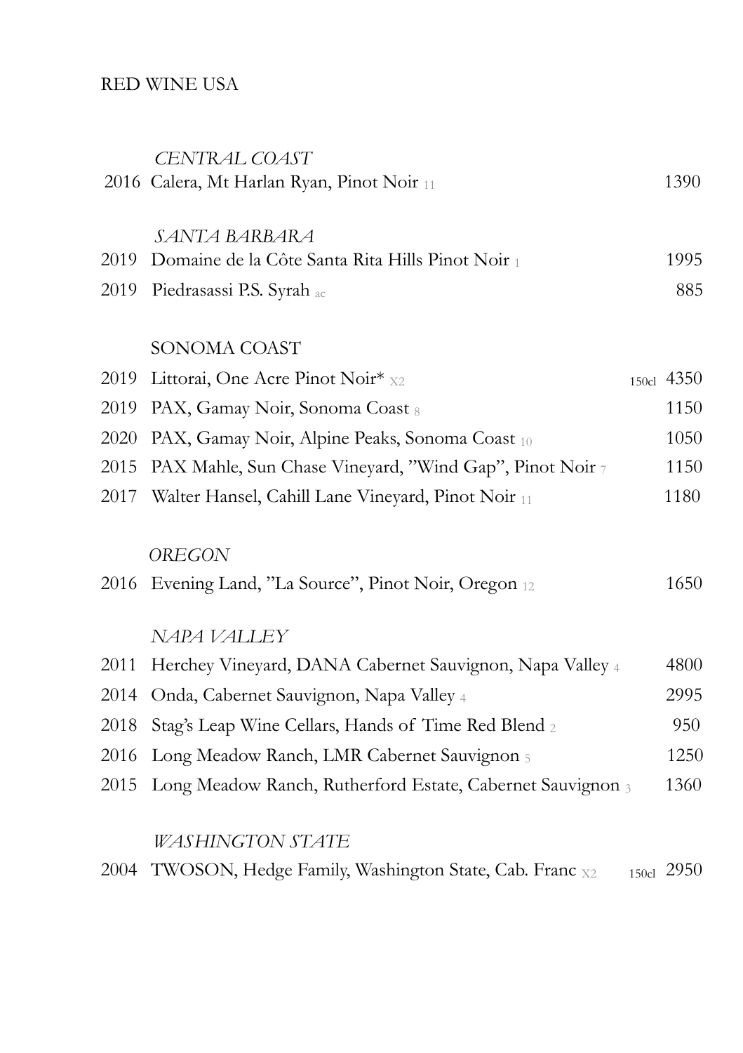RED WINE USA

*CENTRAL COAST*

| Year | Wine | | Price |
|---|---|---|---|
| 2016 | Calera, Mt Harlan Ryan, Pinot Noir 11 | | 1390 |

*SANTA BARBARA*

| Year | Wine | | Price |
|---|---|---|---|
| 2019 | Domaine de la Côte Santa Rita Hills Pinot Noir 1 | | 1995 |
| 2019 | Piedrasassi P.S. Syrah ac | | 885 |

SONOMA COAST

| Year | Wine | | Price |
|---|---|---|---|
| 2019 | Littorai, One Acre Pinot Noir* X2 | 150cl | 4350 |
| 2019 | PAX, Gamay Noir, Sonoma Coast 8 | | 1150 |
| 2020 | PAX, Gamay Noir, Alpine Peaks, Sonoma Coast 10 | | 1050 |
| 2015 | PAX Mahle, Sun Chase Vineyard, "Wind Gap", Pinot Noir 7 | | 1150 |
| 2017 | Walter Hansel, Cahill Lane Vineyard, Pinot Noir 11 | | 1180 |

*OREGON*

| Year | Wine | | Price |
|---|---|---|---|
| 2016 | Evening Land, "La Source", Pinot Noir, Oregon 12 | | 1650 |

*NAPA VALLEY*

| Year | Wine | | Price |
|---|---|---|---|
| 2011 | Herchey Vineyard, DANA Cabernet Sauvignon, Napa Valley 4 | | 4800 |
| 2014 | Onda, Cabernet Sauvignon, Napa Valley 4 | | 2995 |
| 2018 | Stag's Leap Wine Cellars, Hands of Time Red Blend 2 | | 950 |
| 2016 | Long Meadow Ranch, LMR Cabernet Sauvignon 5 | | 1250 |
| 2015 | Long Meadow Ranch, Rutherford Estate, Cabernet Sauvignon 3 | | 1360 |

*WASHINGTON STATE*

| Year | Wine | | Price |
|---|---|---|---|
| 2004 | TWOSON, Hedge Family, Washington State, Cab. Franc X2 | 150cl | 2950 |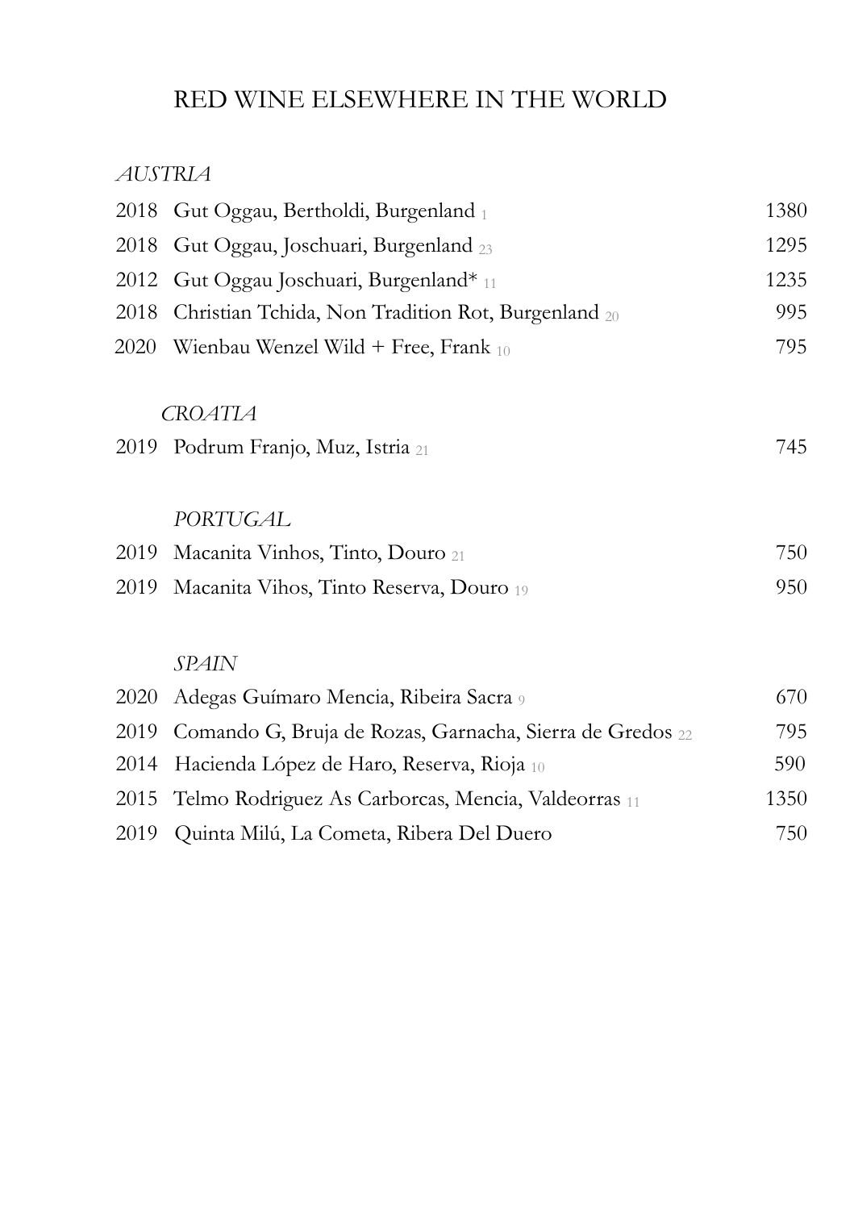# RED WINE ELSEWHERE IN THE WORLD

*AUSTRIA*

| | | |
|---|---|---|
| 2018 | Gut Oggau, Bertholdi, Burgenland [1] | 1380 |
| 2018 | Gut Oggau, Joschuari, Burgenland [23] | 1295 |
| 2012 | Gut Oggau Joschuari, Burgenland* [11] | 1235 |
| 2018 | Christian Tchida, Non Tradition Rot, Burgenland [20] | 995 |
| 2020 | Wienbau Wenzel Wild + Free, Frank [10] | 795 |

*CROATIA*

| | | |
|---|---|---|
| 2019 | Podrum Franjo, Muz, Istria [21] | 745 |

*PORTUGAL*

| | | |
|---|---|---|
| 2019 | Macanita Vinhos, Tinto, Douro [21] | 750 |
| 2019 | Macanita Vihos, Tinto Reserva, Douro [19] | 950 |

*SPAIN*

| | | |
|---|---|---|
| 2020 | Adegas Guímaro Mencia, Ribeira Sacra [9] | 670 |
| 2019 | Comando G, Bruja de Rozas, Garnacha, Sierra de Gredos [22] | 795 |
| 2014 | Hacienda López de Haro, Reserva, Rioja [10] | 590 |
| 2015 | Telmo Rodriguez As Carborcas, Mencia, Valdeorras [11] | 1350 |
| 2019 | Quinta Milú, La Cometa, Ribera Del Duero | 750 |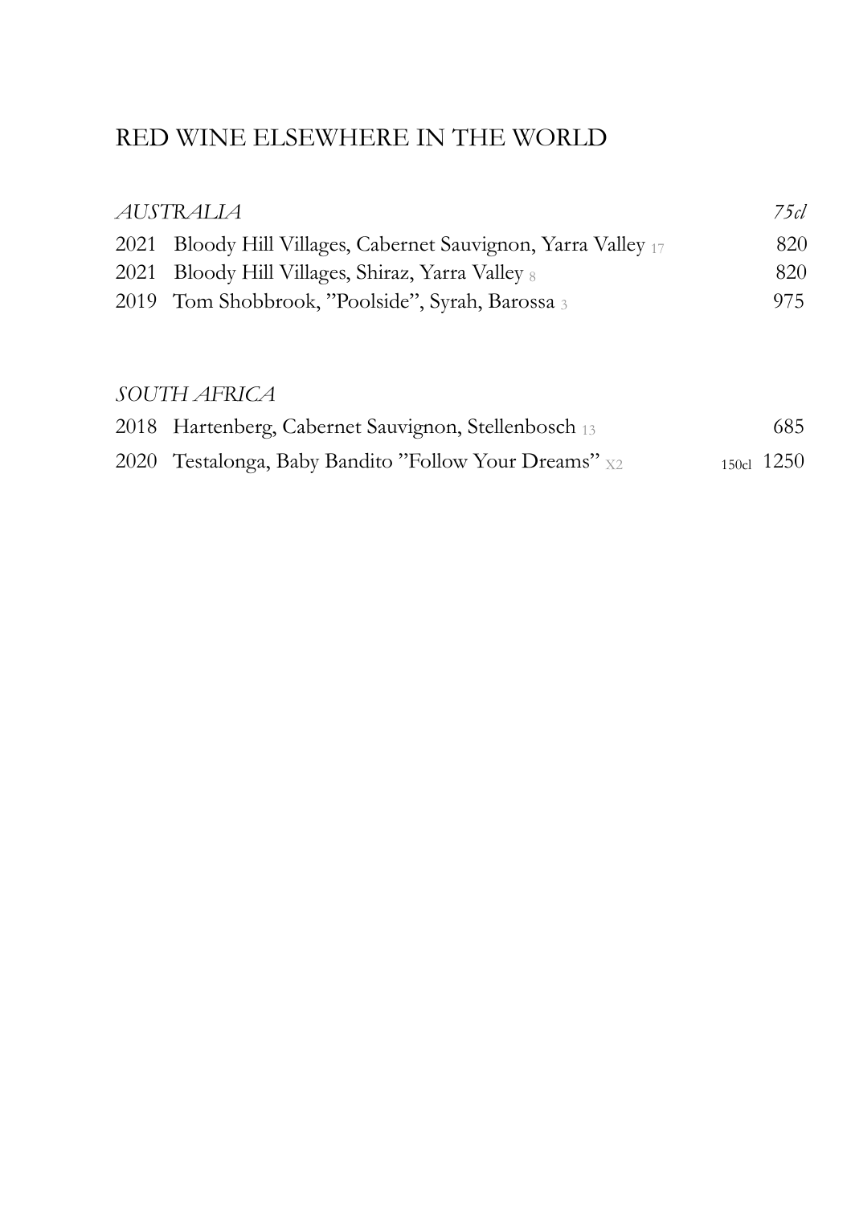# RED WINE ELSEWHERE IN THE WORLD

| *AUSTRALIA* | | *75cl* |
|---|---|---|
| 2021 | Bloody Hill Villages, Cabernet Sauvignon, Yarra Valley 17 | 820 |
| 2021 | Bloody Hill Villages, Shiraz, Yarra Valley 8 | 820 |
| 2019 | Tom Shobbrook, "Poolside", Syrah, Barossa 3 | 975 |

| *SOUTH AFRICA* | | |
|---|---|---|
| 2018 | Hartenberg, Cabernet Sauvignon, Stellenbosch 13 | 685 |
| 2020 | Testalonga, Baby Bandito "Follow Your Dreams" X2 | 150cl 1250 |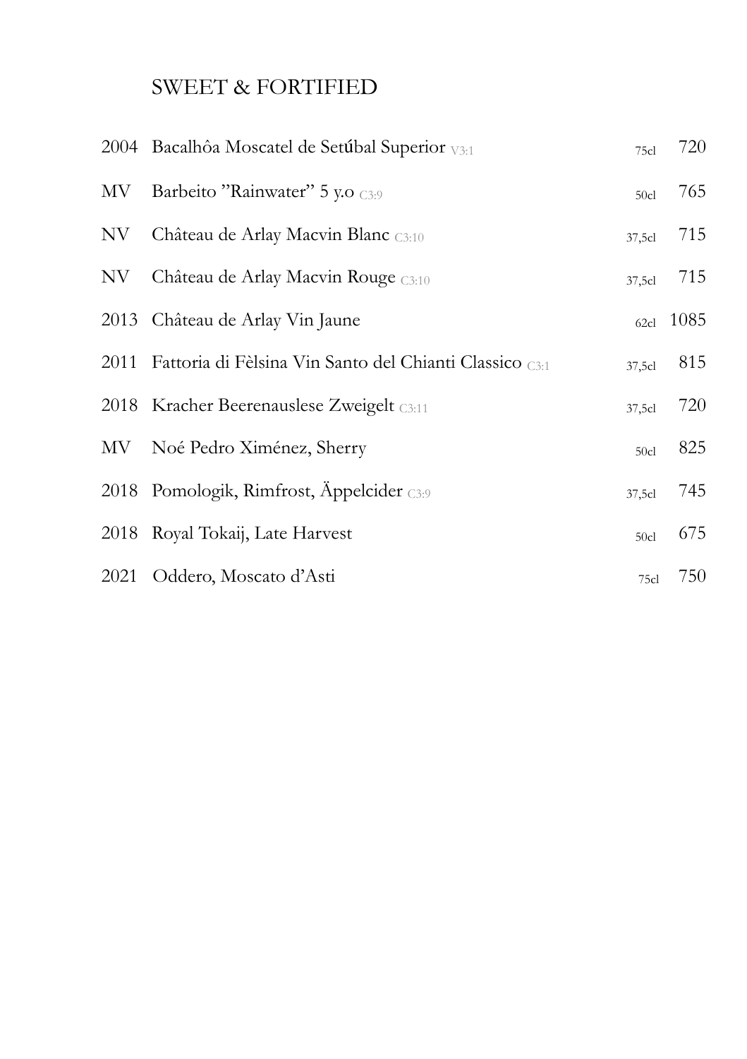## SWEET & FORTIFIED

| | | | |
|---|---|---|---|
| 2004 | Bacalhôa Moscatel de Setúbal Superior V3:1 | 75cl | 720 |
| MV | Barbeito "Rainwater" 5 y.o C3:9 | 50cl | 765 |
| NV | Château de Arlay Macvin Blanc C3:10 | 37,5cl | 715 |
| NV | Château de Arlay Macvin Rouge C3:10 | 37,5cl | 715 |
| 2013 | Château de Arlay Vin Jaune | 62cl | 1085 |
| 2011 | Fattoria di Fèlsina Vin Santo del Chianti Classico C3:1 | 37,5cl | 815 |
| 2018 | Kracher Beerenauslese Zweigelt C3:11 | 37,5cl | 720 |
| MV | Noé Pedro Ximénez, Sherry | 50cl | 825 |
| 2018 | Pomologik, Rimfrost, Äppelcider C3:9 | 37,5cl | 745 |
| 2018 | Royal Tokaij, Late Harvest | 50cl | 675 |
| 2021 | Oddero, Moscato d'Asti | 75cl | 750 |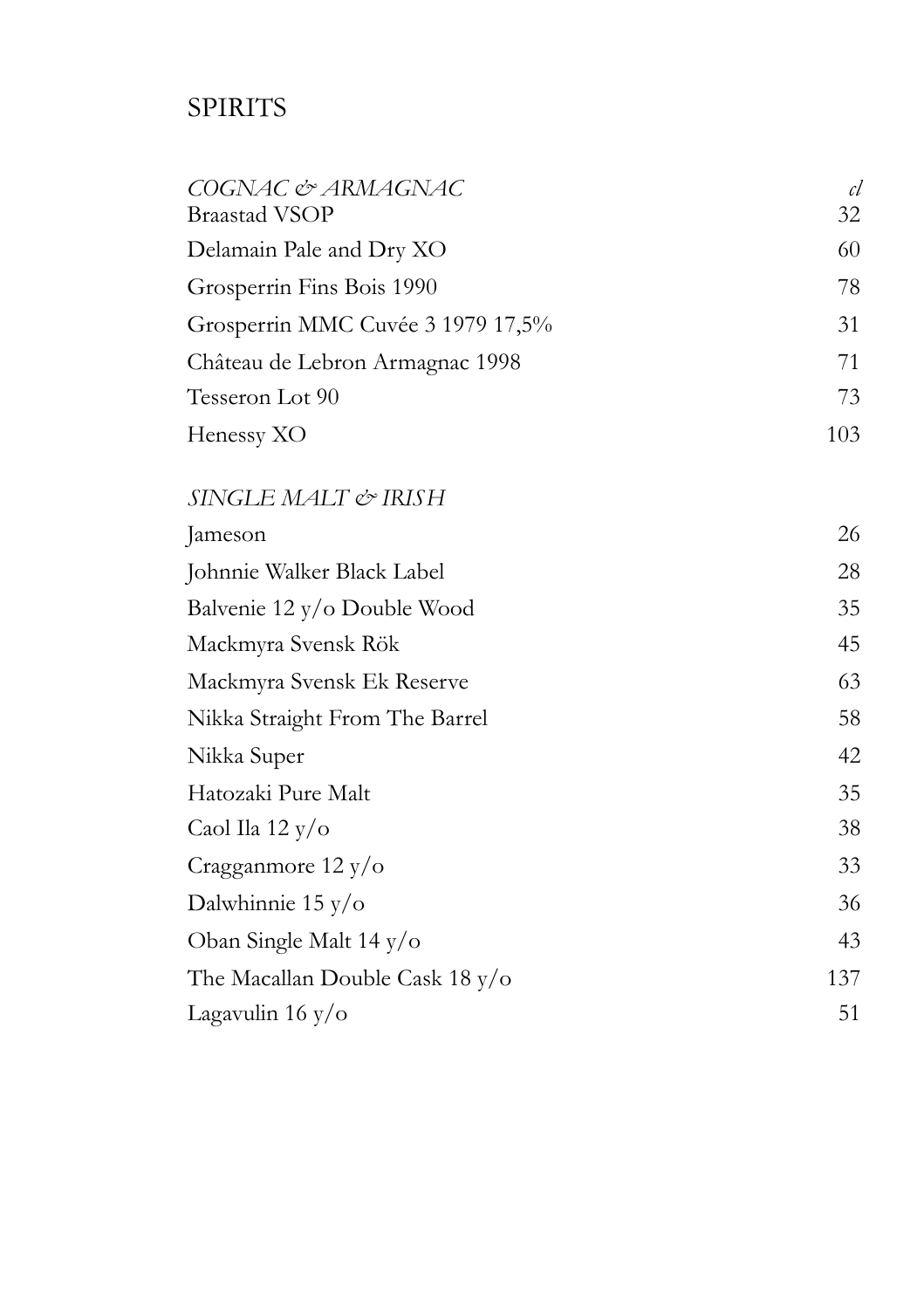# SPIRITS

| *COGNAC & ARMAGNAC* | *cl* |
|---|---|
| Braastad VSOP | 32 |
| Delamain Pale and Dry XO | 60 |
| Grosperrin Fins Bois 1990 | 78 |
| Grosperrin MMC Cuvée 3 1979 17,5% | 31 |
| Château de Lebron Armagnac 1998 | 71 |
| Tesseron Lot 90 | 73 |
| Henessy XO | 103 |

| *SINGLE MALT & IRISH* | |
|---|---|
| Jameson | 26 |
| Johnnie Walker Black Label | 28 |
| Balvenie 12 y/o Double Wood | 35 |
| Mackmyra Svensk Rök | 45 |
| Mackmyra Svensk Ek Reserve | 63 |
| Nikka Straight From The Barrel | 58 |
| Nikka Super | 42 |
| Hatozaki Pure Malt | 35 |
| Caol Ila 12 y/o | 38 |
| Cragganmore 12 y/o | 33 |
| Dalwhinnie 15 y/o | 36 |
| Oban Single Malt 14 y/o | 43 |
| The Macallan Double Cask 18 y/o | 137 |
| Lagavulin 16 y/o | 51 |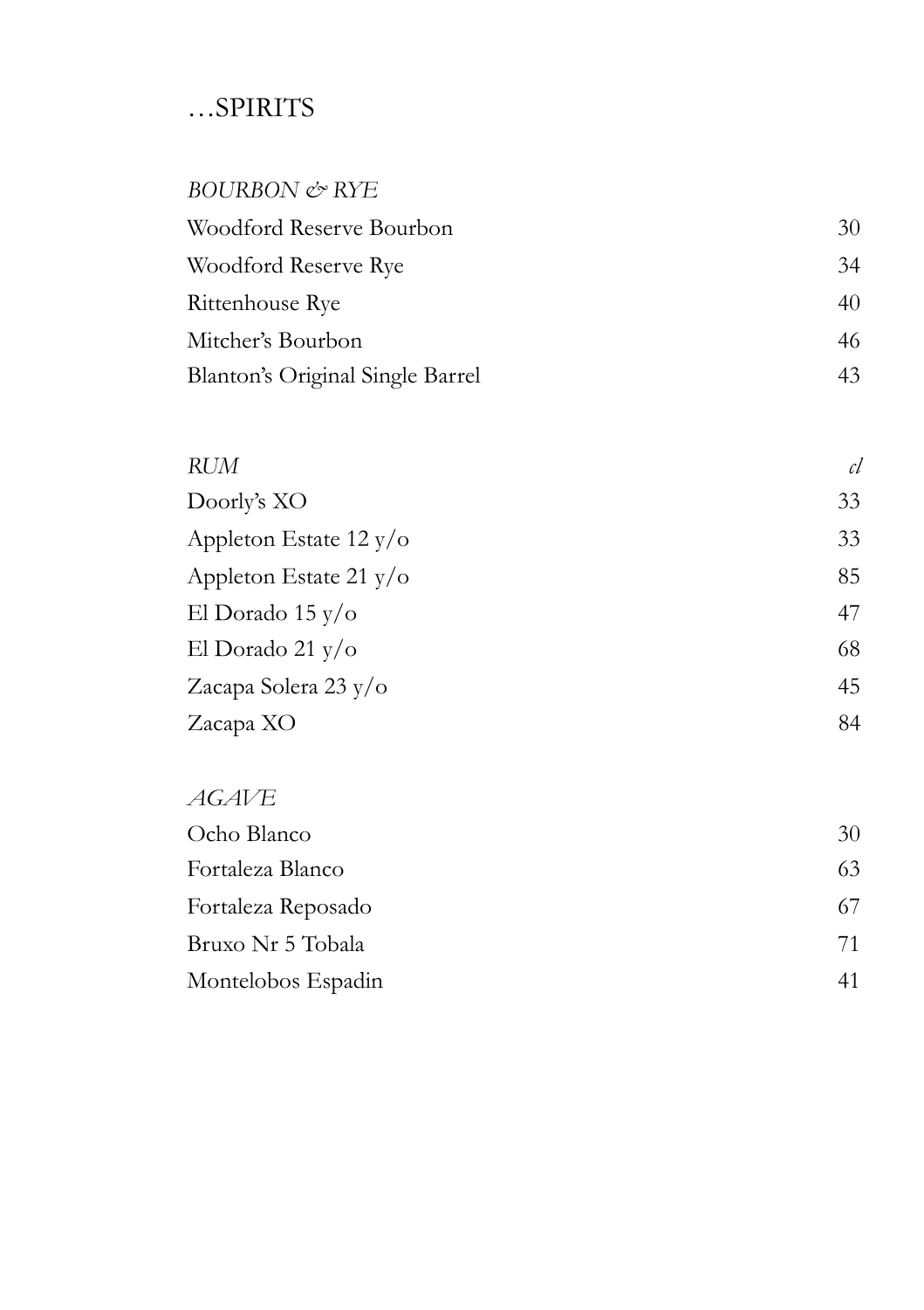# …SPIRITS

| *BOURBON & RYE* | |
|---|---|
| Woodford Reserve Bourbon | 30 |
| Woodford Reserve Rye | 34 |
| Rittenhouse Rye | 40 |
| Mitcher's Bourbon | 46 |
| Blanton's Original Single Barrel | 43 |

| *RUM* | *cl* |
|---|---|
| Doorly's XO | 33 |
| Appleton Estate 12 y/o | 33 |
| Appleton Estate 21 y/o | 85 |
| El Dorado 15 y/o | 47 |
| El Dorado 21 y/o | 68 |
| Zacapa Solera 23 y/o | 45 |
| Zacapa XO | 84 |

| *AGAVE* | |
|---|---|
| Ocho Blanco | 30 |
| Fortaleza Blanco | 63 |
| Fortaleza Reposado | 67 |
| Bruxo Nr 5 Tobala | 71 |
| Montelobos Espadin | 41 |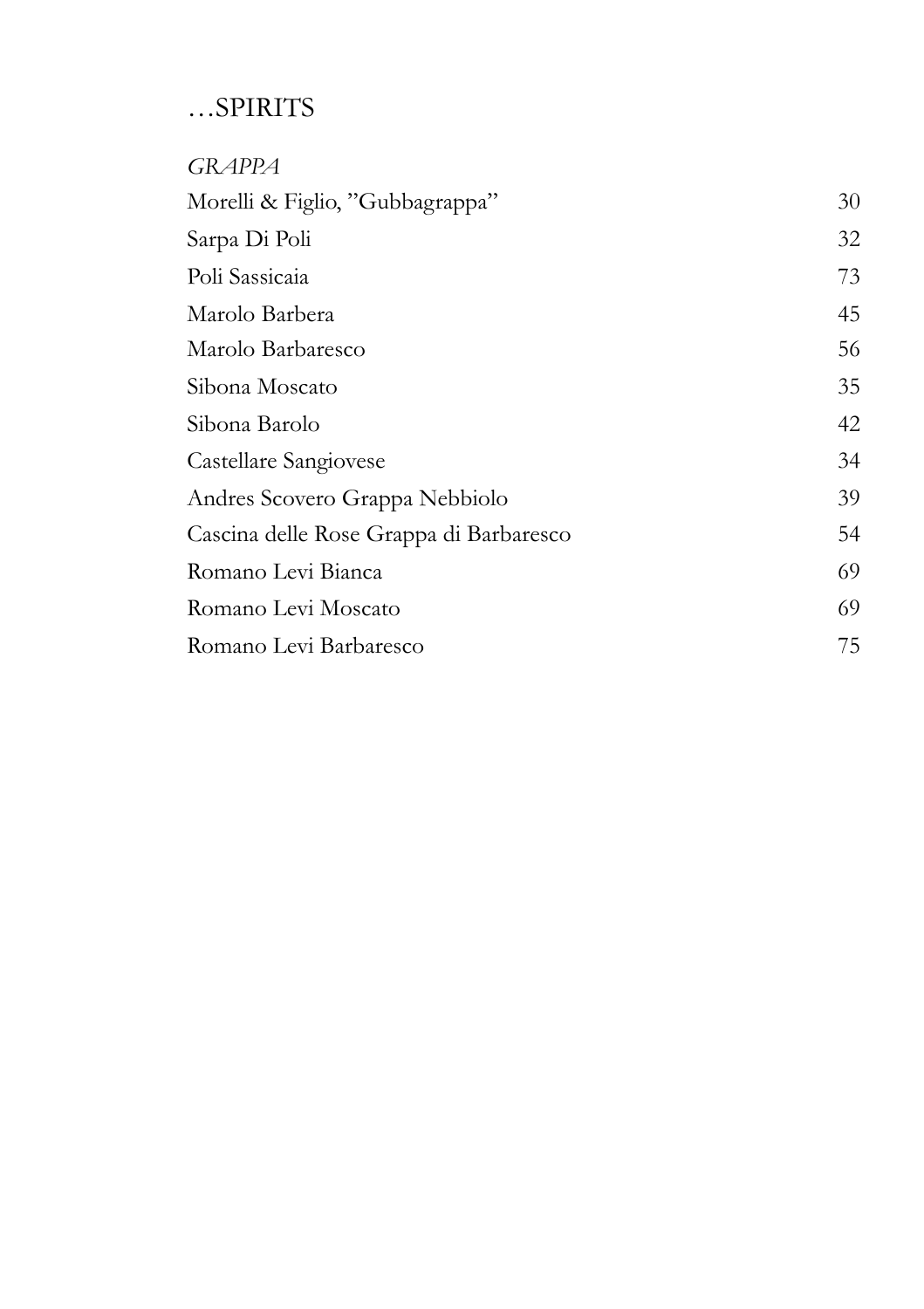# …SPIRITS

*GRAPPA*

| | |
|---|---|
| Morelli & Figlio, "Gubbagrappa" | 30 |
| Sarpa Di Poli | 32 |
| Poli Sassicaia | 73 |
| Marolo Barbera | 45 |
| Marolo Barbaresco | 56 |
| Sibona Moscato | 35 |
| Sibona Barolo | 42 |
| Castellare Sangiovese | 34 |
| Andres Scovero Grappa Nebbiolo | 39 |
| Cascina delle Rose Grappa di Barbaresco | 54 |
| Romano Levi Bianca | 69 |
| Romano Levi Moscato | 69 |
| Romano Levi Barbaresco | 75 |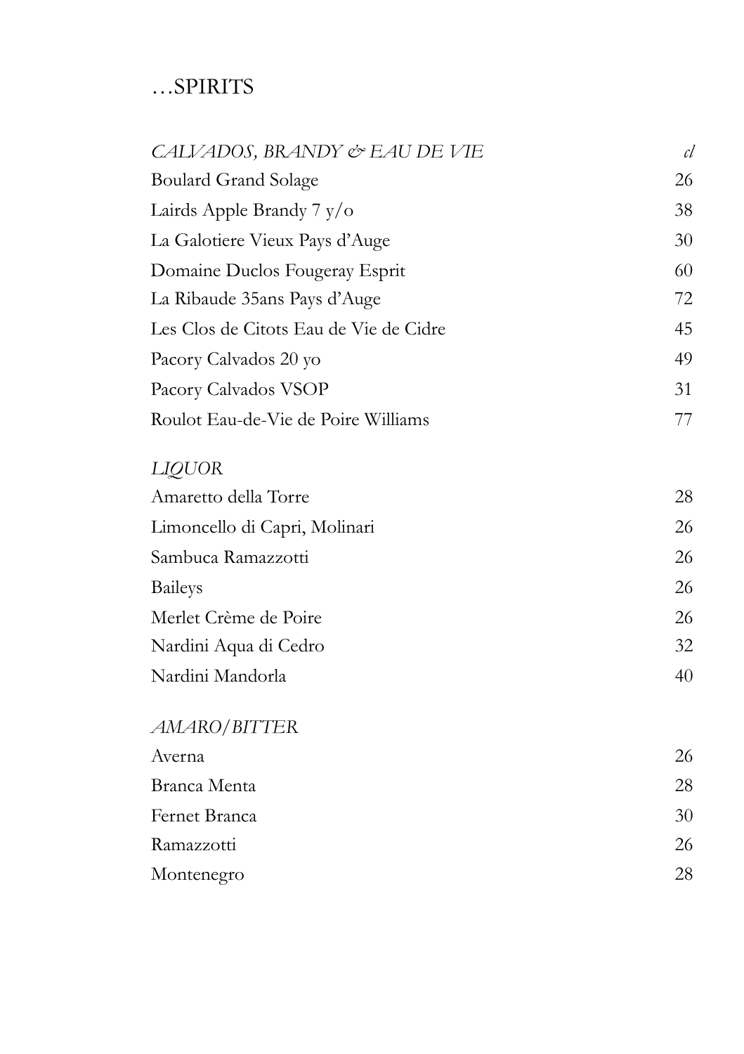# …SPIRITS

| *CALVADOS, BRANDY & EAU DE VIE* | *cl* |
|---|---|
| Boulard Grand Solage | 26 |
| Lairds Apple Brandy 7 y/o | 38 |
| La Galotiere Vieux Pays d'Auge | 30 |
| Domaine Duclos Fougeray Esprit | 60 |
| La Ribaude 35ans Pays d'Auge | 72 |
| Les Clos de Citots Eau de Vie de Cidre | 45 |
| Pacory Calvados 20 yo | 49 |
| Pacory Calvados VSOP | 31 |
| Roulot Eau-de-Vie de Poire Williams | 77 |

| *LIQUOR* | |
|---|---|
| Amaretto della Torre | 28 |
| Limoncello di Capri, Molinari | 26 |
| Sambuca Ramazzotti | 26 |
| Baileys | 26 |
| Merlet Crème de Poire | 26 |
| Nardini Aqua di Cedro | 32 |
| Nardini Mandorla | 40 |

| *AMARO/BITTER* | |
|---|---|
| Averna | 26 |
| Branca Menta | 28 |
| Fernet Branca | 30 |
| Ramazzotti | 26 |
| Montenegro | 28 |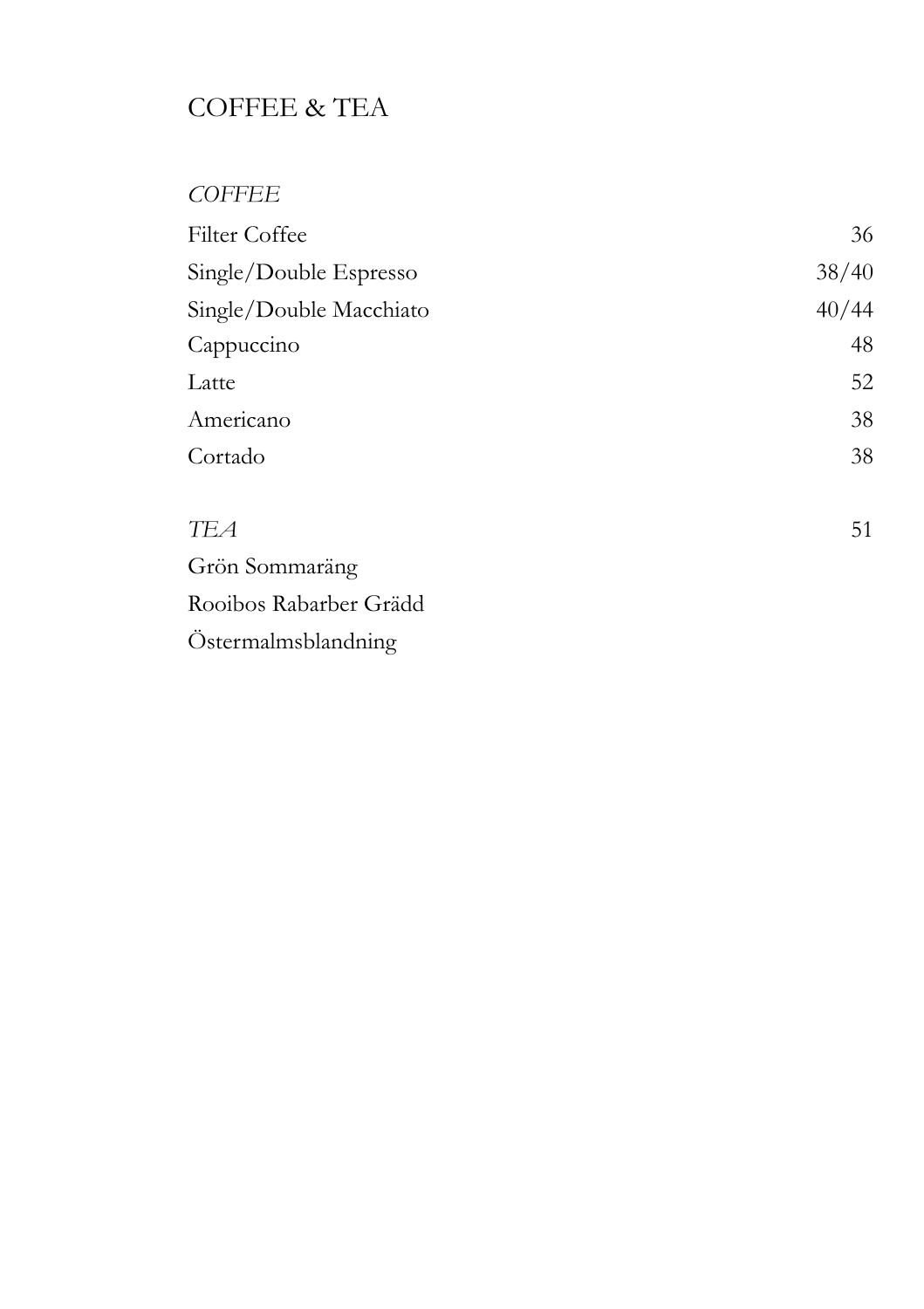# COFFEE & TEA

*COFFEE*

| | |
|---|---|
| Filter Coffee | 36 |
| Single/Double Espresso | 38/40 |
| Single/Double Macchiato | 40/44 |
| Cappuccino | 48 |
| Latte | 52 |
| Americano | 38 |
| Cortado | 38 |

| | |
|---|---|
| *TEA* | 51 |
| Grön Sommaräng | |
| Rooibos Rabarber Grädd | |
| Östermalmsblandning | |